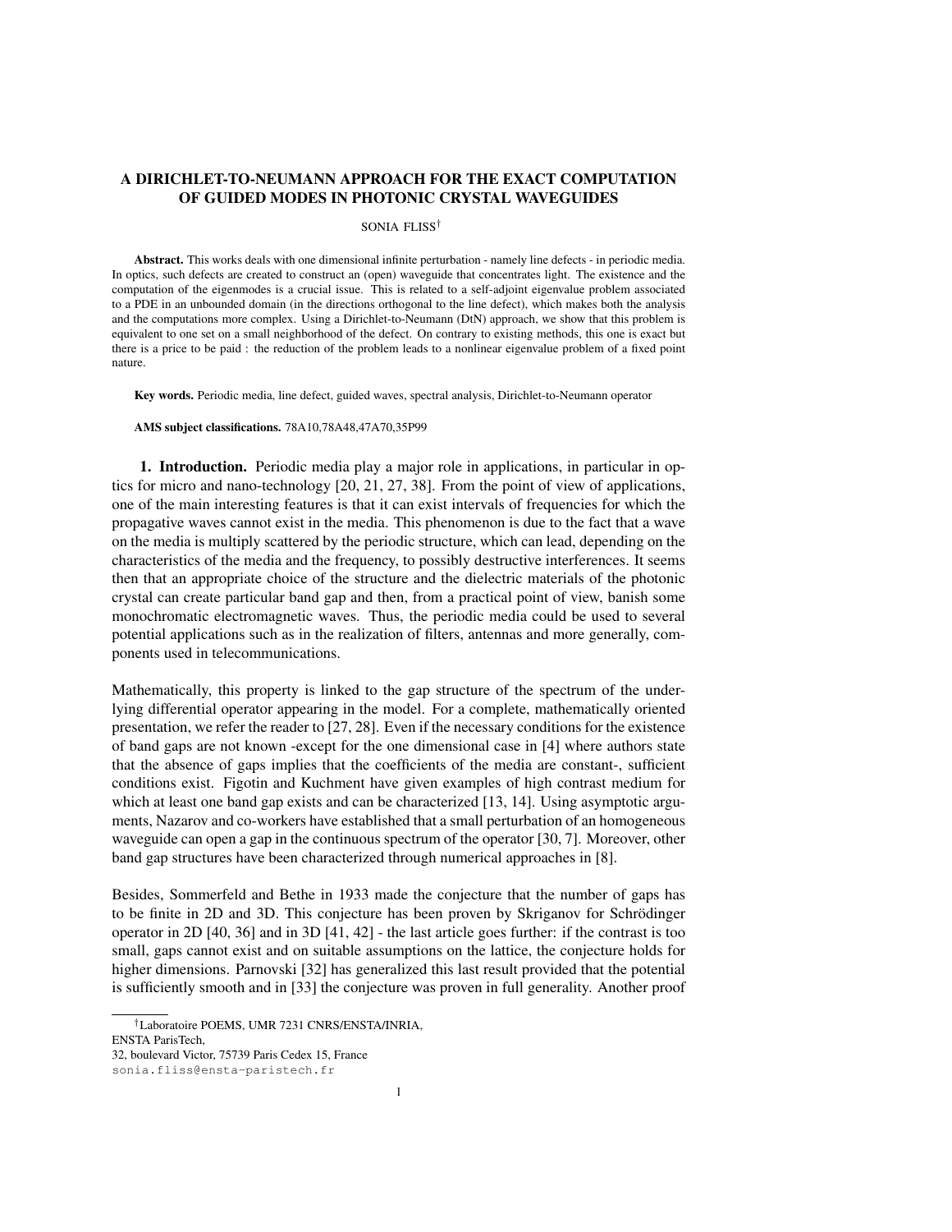# A DIRICHLET-TO-NEUMANN APPROACH FOR THE EXACT COMPUTATION OF GUIDED MODES IN PHOTONIC CRYSTAL WAVEGUIDES

SONIA FLISS[†]

**Abstract.** This works deals with one dimensional infinite perturbation - namely line defects - in periodic media. In optics, such defects are created to construct an (open) waveguide that concentrates light. The existence and the computation of the eigenmodes is a crucial issue. This is related to a self-adjoint eigenvalue problem associated to a PDE in an unbounded domain (in the directions orthogonal to the line defect), which makes both the analysis and the computations more complex. Using a Dirichlet-to-Neumann (DtN) approach, we show that this problem is equivalent to one set on a small neighborhood of the defect. On contrary to existing methods, this one is exact but there is a price to be paid : the reduction of the problem leads to a nonlinear eigenvalue problem of a fixed point nature.

**Key words.** Periodic media, line defect, guided waves, spectral analysis, Dirichlet-to-Neumann operator

**AMS subject classifications.** 78A10,78A48,47A70,35P99

## 1. Introduction.

Periodic media play a major role in applications, in particular in optics for micro and nano-technology [20, 21, 27, 38]. From the point of view of applications, one of the main interesting features is that it can exist intervals of frequencies for which the propagative waves cannot exist in the media. This phenomenon is due to the fact that a wave on the media is multiply scattered by the periodic structure, which can lead, depending on the characteristics of the media and the frequency, to possibly destructive interferences. It seems then that an appropriate choice of the structure and the dielectric materials of the photonic crystal can create particular band gap and then, from a practical point of view, banish some monochromatic electromagnetic waves. Thus, the periodic media could be used to several potential applications such as in the realization of filters, antennas and more generally, components used in telecommunications.

Mathematically, this property is linked to the gap structure of the spectrum of the underlying differential operator appearing in the model. For a complete, mathematically oriented presentation, we refer the reader to [27, 28]. Even if the necessary conditions for the existence of band gaps are not known -except for the one dimensional case in [4] where authors state that the absence of gaps implies that the coefficients of the media are constant-, sufficient conditions exist. Figotin and Kuchment have given examples of high contrast medium for which at least one band gap exists and can be characterized [13, 14]. Using asymptotic arguments, Nazarov and co-workers have established that a small perturbation of an homogeneous waveguide can open a gap in the continuous spectrum of the operator [30, 7]. Moreover, other band gap structures have been characterized through numerical approaches in [8].

Besides, Sommerfeld and Bethe in 1933 made the conjecture that the number of gaps has to be finite in 2D and 3D. This conjecture has been proven by Skriganov for Schrödinger operator in 2D [40, 36] and in 3D [41, 42] - the last article goes further: if the contrast is too small, gaps cannot exist and on suitable assumptions on the lattice, the conjecture holds for higher dimensions. Parnovski [32] has generalized this last result provided that the potential is sufficiently smooth and in [33] the conjecture was proven in full generality. Another proof

[†]Laboratoire POEMS, UMR 7231 CNRS/ENSTA/INRIA,
ENSTA ParisTech,
32, boulevard Victor, 75739 Paris Cedex 15, France
sonia.fliss@ensta-paristech.fr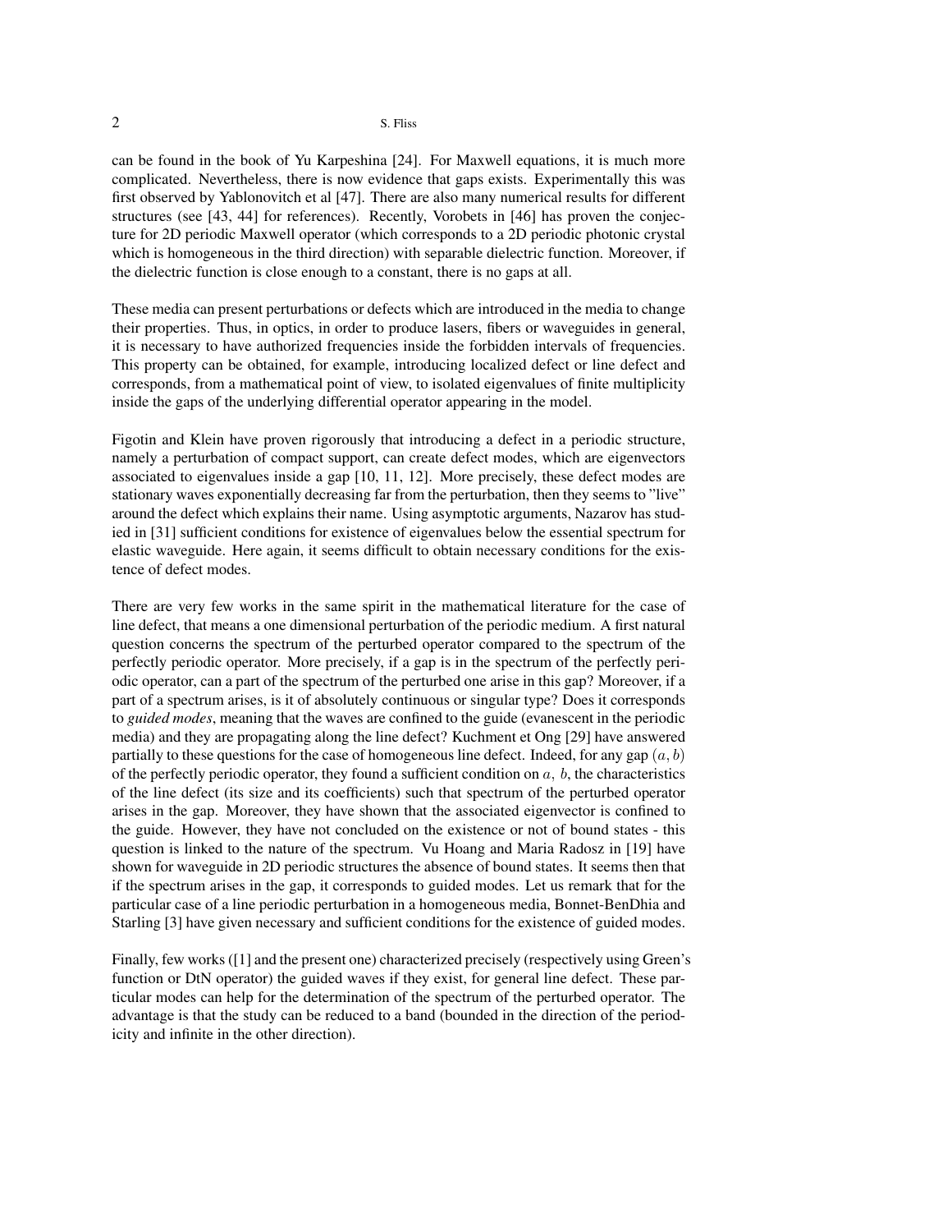can be found in the book of Yu Karpeshina [24]. For Maxwell equations, it is much more complicated. Nevertheless, there is now evidence that gaps exists. Experimentally this was first observed by Yablonovitch et al [47]. There are also many numerical results for different structures (see [43, 44] for references). Recently, Vorobets in [46] has proven the conjecture for 2D periodic Maxwell operator (which corresponds to a 2D periodic photonic crystal which is homogeneous in the third direction) with separable dielectric function. Moreover, if the dielectric function is close enough to a constant, there is no gaps at all.

These media can present perturbations or defects which are introduced in the media to change their properties. Thus, in optics, in order to produce lasers, fibers or waveguides in general, it is necessary to have authorized frequencies inside the forbidden intervals of frequencies. This property can be obtained, for example, introducing localized defect or line defect and corresponds, from a mathematical point of view, to isolated eigenvalues of finite multiplicity inside the gaps of the underlying differential operator appearing in the model.

Figotin and Klein have proven rigorously that introducing a defect in a periodic structure, namely a perturbation of compact support, can create defect modes, which are eigenvectors associated to eigenvalues inside a gap [10, 11, 12]. More precisely, these defect modes are stationary waves exponentially decreasing far from the perturbation, then they seems to "live" around the defect which explains their name. Using asymptotic arguments, Nazarov has studied in [31] sufficient conditions for existence of eigenvalues below the essential spectrum for elastic waveguide. Here again, it seems difficult to obtain necessary conditions for the existence of defect modes.

There are very few works in the same spirit in the mathematical literature for the case of line defect, that means a one dimensional perturbation of the periodic medium. A first natural question concerns the spectrum of the perturbed operator compared to the spectrum of the perfectly periodic operator. More precisely, if a gap is in the spectrum of the perfectly periodic operator, can a part of the spectrum of the perturbed one arise in this gap? Moreover, if a part of a spectrum arises, is it of absolutely continuous or singular type? Does it corresponds to *guided modes*, meaning that the waves are confined to the guide (evanescent in the periodic media) and they are propagating along the line defect? Kuchment et Ong [29] have answered partially to these questions for the case of homogeneous line defect. Indeed, for any gap $(a, b)$ of the perfectly periodic operator, they found a sufficient condition on $a,\ b$, the characteristics of the line defect (its size and its coefficients) such that spectrum of the perturbed operator arises in the gap. Moreover, they have shown that the associated eigenvector is confined to the guide. However, they have not concluded on the existence or not of bound states - this question is linked to the nature of the spectrum. Vu Hoang and Maria Radosz in [19] have shown for waveguide in 2D periodic structures the absence of bound states. It seems then that if the spectrum arises in the gap, it corresponds to guided modes. Let us remark that for the particular case of a line periodic perturbation in a homogeneous media, Bonnet-BenDhia and Starling [3] have given necessary and sufficient conditions for the existence of guided modes.

Finally, few works ([1] and the present one) characterized precisely (respectively using Green's function or DtN operator) the guided waves if they exist, for general line defect. These particular modes can help for the determination of the spectrum of the perturbed operator. The advantage is that the study can be reduced to a band (bounded in the direction of the periodicity and infinite in the other direction).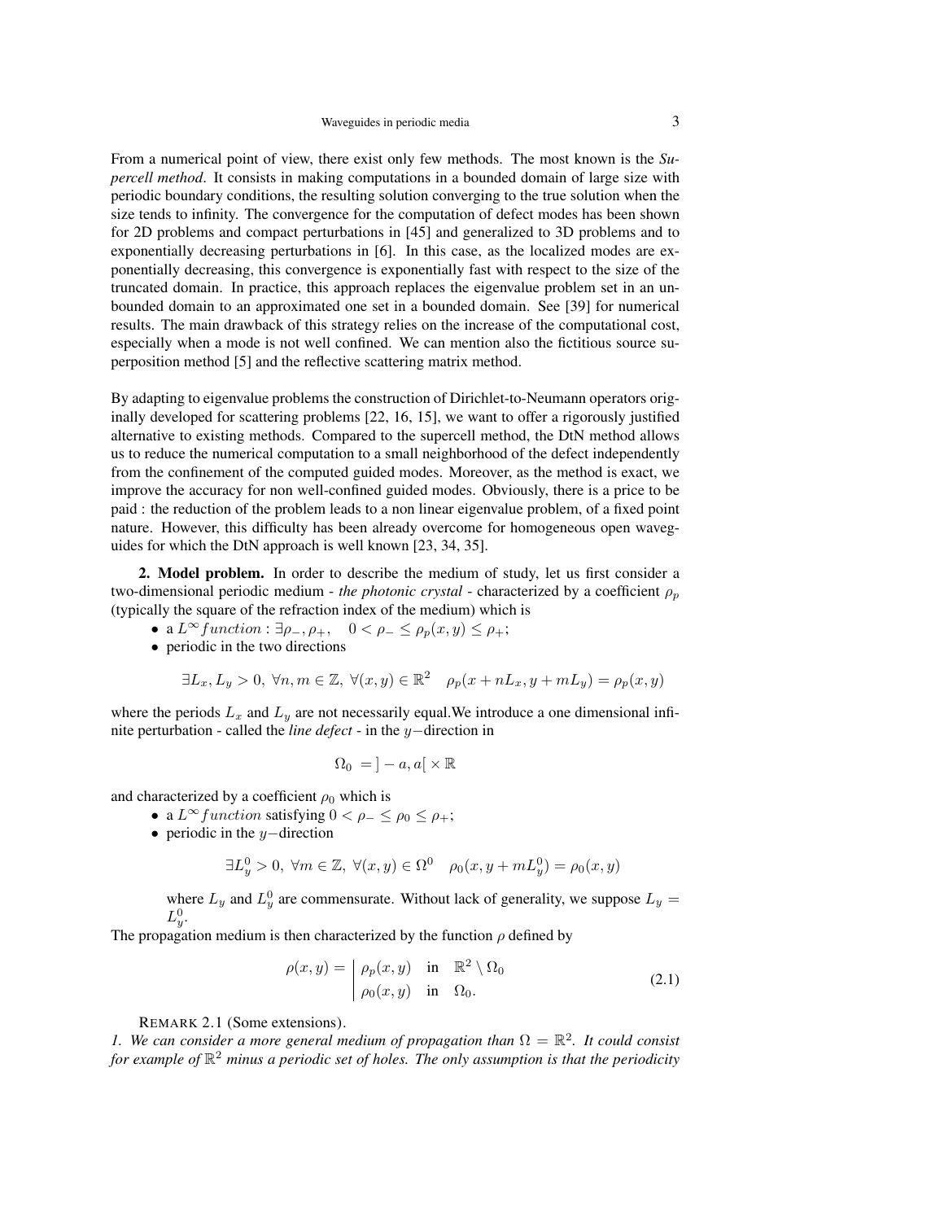From a numerical point of view, there exist only few methods. The most known is the *Supercell method*. It consists in making computations in a bounded domain of large size with periodic boundary conditions, the resulting solution converging to the true solution when the size tends to infinity. The convergence for the computation of defect modes has been shown for 2D problems and compact perturbations in [45] and generalized to 3D problems and to exponentially decreasing perturbations in [6]. In this case, as the localized modes are exponentially decreasing, this convergence is exponentially fast with respect to the size of the truncated domain. In practice, this approach replaces the eigenvalue problem set in an unbounded domain to an approximated one set in a bounded domain. See [39] for numerical results. The main drawback of this strategy relies on the increase of the computational cost, especially when a mode is not well confined. We can mention also the fictitious source superposition method [5] and the reflective scattering matrix method.

By adapting to eigenvalue problems the construction of Dirichlet-to-Neumann operators originally developed for scattering problems [22, 16, 15], we want to offer a rigorously justified alternative to existing methods. Compared to the supercell method, the DtN method allows us to reduce the numerical computation to a small neighborhood of the defect independently from the confinement of the computed guided modes. Moreover, as the method is exact, we improve the accuracy for non well-confined guided modes. Obviously, there is a price to be paid : the reduction of the problem leads to a non linear eigenvalue problem, of a fixed point nature. However, this difficulty has been already overcome for homogeneous open waveguides for which the DtN approach is well known [23, 34, 35].

**2. Model problem.** In order to describe the medium of study, let us first consider a two-dimensional periodic medium - *the photonic crystal* - characterized by a coefficient $\rho_p$ (typically the square of the refraction index of the medium) which is

- a $L^\infty function : \exists \rho_-, \rho_+, \quad 0 < \rho_- \leq \rho_p(x,y) \leq \rho_+$;
- periodic in the two directions

$$\exists L_x, L_y > 0,\ \forall n, m \in \mathbb{Z},\ \forall (x,y) \in \mathbb{R}^2 \quad \rho_p(x + nL_x, y + mL_y) = \rho_p(x,y)$$

where the periods $L_x$ and $L_y$ are not necessarily equal.We introduce a one dimensional infinite perturbation - called the *line defect* - in the $y-$direction in

$$\Omega_0 \ = \,]-a, a[ \times \mathbb{R}$$

and characterized by a coefficient $\rho_0$ which is

- a $L^\infty function$ satisfying $0 < \rho_- \leq \rho_0 \leq \rho_+$;
- periodic in the $y-$direction

$$\exists L_y^0 > 0,\ \forall m \in \mathbb{Z},\ \forall (x,y) \in \Omega^0 \quad \rho_0(x, y + mL_y^0) = \rho_0(x,y)$$

  where $L_y$ and $L_y^0$ are commensurate. Without lack of generality, we suppose $L_y = L_y^0$.

The propagation medium is then characterized by the function $\rho$ defined by

$$\rho(x,y) = \left| \begin{array}{ll} \rho_p(x,y) & \text{in} \quad \mathbb{R}^2 \setminus \Omega_0 \\ \rho_0(x,y) & \text{in} \quad \Omega_0. \end{array} \right. \tag{2.1}$$

REMARK 2.1 (Some extensions).
*1. We can consider a more general medium of propagation than $\Omega = \mathbb{R}^2$. It could consist for example of $\mathbb{R}^2$ minus a periodic set of holes. The only assumption is that the periodicity*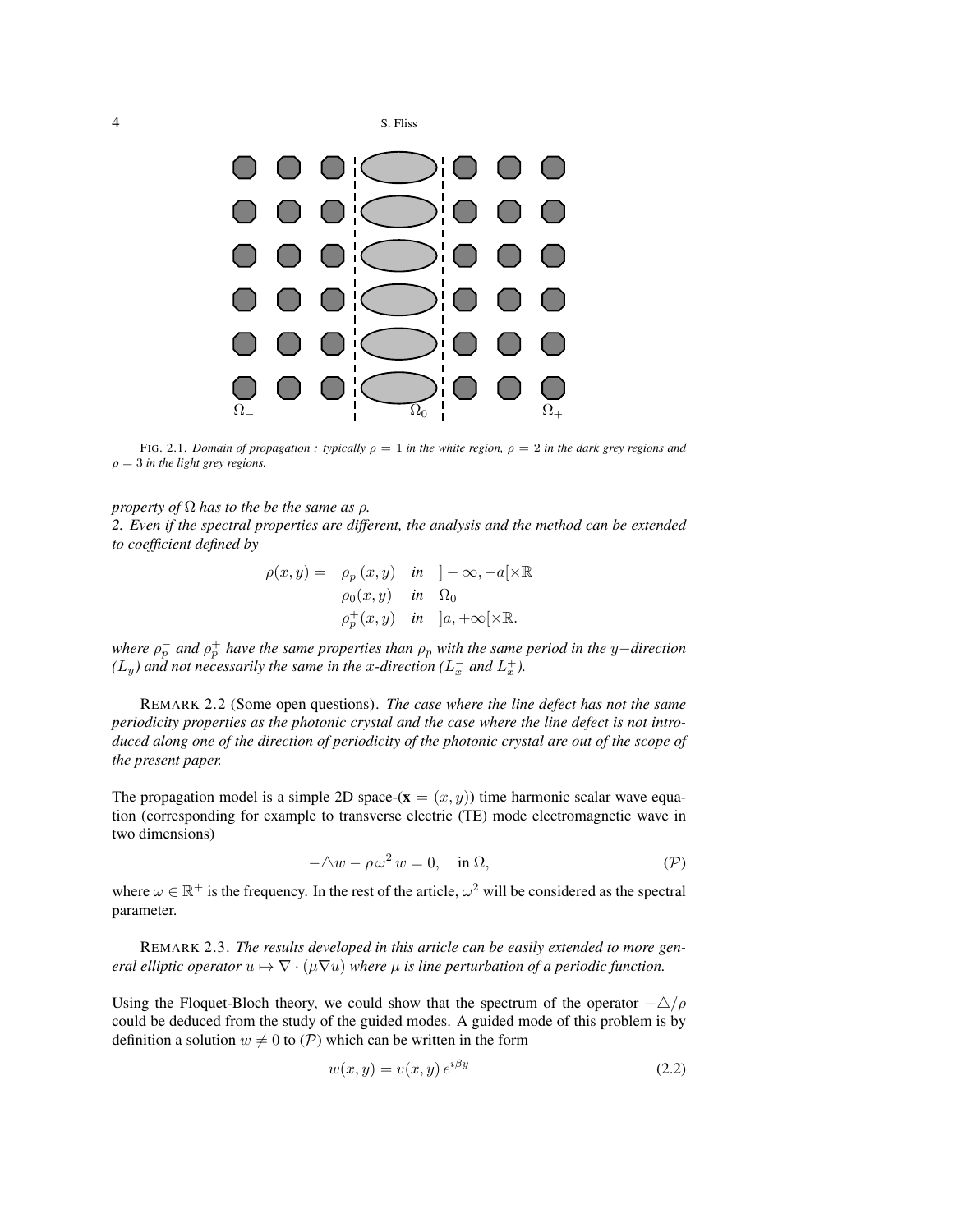FIG. 2.1. *Domain of propagation : typically $\rho = 1$ in the white region, $\rho = 2$ in the dark grey regions and $\rho = 3$ in the light grey regions.*

*property of $\Omega$ has to the be the same as $\rho$.*
*2. Even if the spectral properties are different, the analysis and the method can be extended to coefficient defined by*

$$\rho(x,y) = \left| \begin{array}{lll} \rho_p^-(x,y) & \textit{in} & ]-\infty,-a[\times\mathbb{R} \\ \rho_0(x,y) & \textit{in} & \Omega_0 \\ \rho_p^+(x,y) & \textit{in} & ]a,+\infty[\times\mathbb{R}. \end{array} \right.$$

*where $\rho_p^-$ and $\rho_p^+$ have the same properties than $\rho_p$ with the same period in the $y-$direction ($L_y$) and not necessarily the same in the $x$-direction ($L_x^-$ and $L_x^+$).*

REMARK 2.2 (Some open questions). *The case where the line defect has not the same periodicity properties as the photonic crystal and the case where the line defect is not introduced along one of the direction of periodicity of the photonic crystal are out of the scope of the present paper.*

The propagation model is a simple 2D space-($\mathbf{x} = (x,y)$) time harmonic scalar wave equation (corresponding for example to transverse electric (TE) mode electromagnetic wave in two dimensions)

$$-\triangle w - \rho\,\omega^2\, w = 0, \quad \text{in } \Omega, \tag{$\mathcal{P}$}$$

where $\omega \in \mathbb{R}^+$ is the frequency. In the rest of the article, $\omega^2$ will be considered as the spectral parameter.

REMARK 2.3. *The results developed in this article can be easily extended to more general elliptic operator $u \mapsto \nabla\cdot(\mu\nabla u)$ where $\mu$ is line perturbation of a periodic function.*

Using the Floquet-Bloch theory, we could show that the spectrum of the operator $-\triangle/\rho$ could be deduced from the study of the guided modes. A guided mode of this problem is by definition a solution $w \neq 0$ to ($\mathcal{P}$) which can be written in the form

$$w(x,y) = v(x,y)\, e^{\imath\beta y} \tag{2.2}$$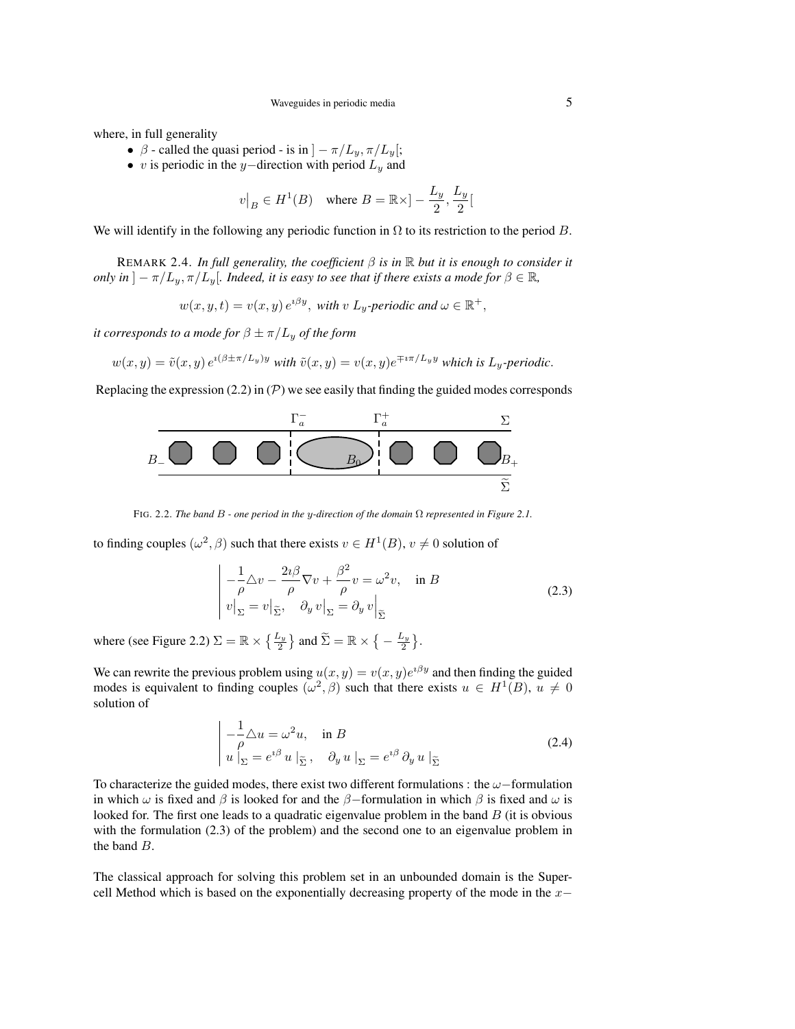where, in full generality

- $\beta$ - called the quasi period - is in $]-\pi/L_y, \pi/L_y[$;
- $v$ is periodic in the $y-$direction with period $L_y$ and

$$v\big|_B \in H^1(B) \quad \text{where } B = \mathbb{R}\times]-\frac{L_y}{2}, \frac{L_y}{2}[$$

We will identify in the following any periodic function in $\Omega$ to its restriction to the period $B$.

REMARK 2.4. *In full generality, the coefficient $\beta$ is in $\mathbb{R}$ but it is enough to consider it only in $]-\pi/L_y, \pi/L_y[$. Indeed, it is easy to see that if there exists a mode for $\beta \in \mathbb{R}$,*

$$w(x,y,t) = v(x,y)\, e^{\imath\beta y}, \text{ with } v \; L_y\text{-periodic and } \omega \in \mathbb{R}^+,$$

*it corresponds to a mode for $\beta \pm \pi/L_y$ of the form*

$$w(x,y) = \tilde{v}(x,y)\, e^{\imath(\beta \pm \pi/L_y)y} \text{ with } \tilde{v}(x,y) = v(x,y)e^{\mp\imath\pi/L_y y} \text{ which is } L_y\text{-periodic.}$$

Replacing the expression (2.2) in $(\mathcal{P})$ we see easily that finding the guided modes corresponds

FIG. 2.2. *The band $B$ - one period in the $y$-direction of the domain $\Omega$ represented in Figure 2.1.*

to finding couples $(\omega^2, \beta)$ such that there exists $v \in H^1(B)$, $v \neq 0$ solution of

$$\left|\begin{array}{l} -\dfrac{1}{\rho}\triangle v - \dfrac{2\imath\beta}{\rho}\nabla v + \dfrac{\beta^2}{\rho}v = \omega^2 v, \quad \text{in } B \\ v\big|_{\Sigma} = v\big|_{\widetilde{\Sigma}}, \quad \partial_y\, v\big|_{\Sigma} = \partial_y\, v\Big|_{\widetilde{\Sigma}} \end{array}\right. \tag{2.3}$$

where (see Figure 2.2) $\Sigma = \mathbb{R} \times \left\{\frac{L_y}{2}\right\}$ and $\widetilde{\Sigma} = \mathbb{R} \times \left\{-\frac{L_y}{2}\right\}$.

We can rewrite the previous problem using $u(x,y) = v(x,y)e^{\imath\beta y}$ and then finding the guided modes is equivalent to finding couples $(\omega^2, \beta)$ such that there exists $u \in H^1(B)$, $u \neq 0$ solution of

$$\left|\begin{array}{l} -\dfrac{1}{\rho}\triangle u = \omega^2 u, \quad \text{in } B \\ u\,\big|_{\Sigma} = e^{\imath\beta}\, u\,\big|_{\widetilde{\Sigma}}\,, \quad \partial_y\, u\,\big|_{\Sigma} = e^{\imath\beta}\,\partial_y\, u\,\big|_{\widetilde{\Sigma}} \end{array}\right. \tag{2.4}$$

To characterize the guided modes, there exist two different formulations : the $\omega-$formulation in which $\omega$ is fixed and $\beta$ is looked for and the $\beta-$formulation in which $\beta$ is fixed and $\omega$ is looked for. The first one leads to a quadratic eigenvalue problem in the band $B$ (it is obvious with the formulation (2.3) of the problem) and the second one to an eigenvalue problem in the band $B$.

The classical approach for solving this problem set in an unbounded domain is the Supercell Method which is based on the exponentially decreasing property of the mode in the $x-$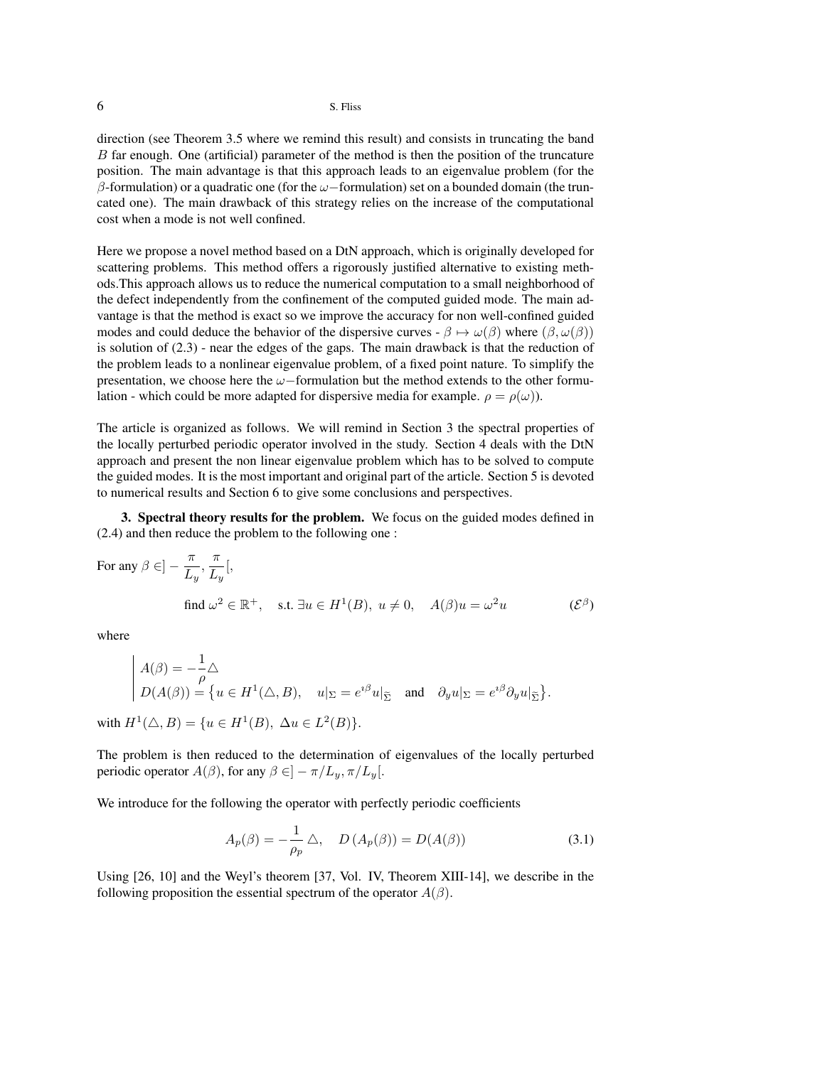direction (see Theorem 3.5 where we remind this result) and consists in truncating the band $B$ far enough. One (artificial) parameter of the method is then the position of the truncature position. The main advantage is that this approach leads to an eigenvalue problem (for the $\beta$-formulation) or a quadratic one (for the $\omega-$formulation) set on a bounded domain (the truncated one). The main drawback of this strategy relies on the increase of the computational cost when a mode is not well confined.

Here we propose a novel method based on a DtN approach, which is originally developed for scattering problems. This method offers a rigorously justified alternative to existing methods.This approach allows us to reduce the numerical computation to a small neighborhood of the defect independently from the confinement of the computed guided mode. The main advantage is that the method is exact so we improve the accuracy for non well-confined guided modes and could deduce the behavior of the dispersive curves - $\beta \mapsto \omega(\beta)$ where $(\beta, \omega(\beta))$ is solution of (2.3) - near the edges of the gaps. The main drawback is that the reduction of the problem leads to a nonlinear eigenvalue problem, of a fixed point nature. To simplify the presentation, we choose here the $\omega-$formulation but the method extends to the other formulation - which could be more adapted for dispersive media for example. $\rho = \rho(\omega)$).

The article is organized as follows. We will remind in Section 3 the spectral properties of the locally perturbed periodic operator involved in the study. Section 4 deals with the DtN approach and present the non linear eigenvalue problem which has to be solved to compute the guided modes. It is the most important and original part of the article. Section 5 is devoted to numerical results and Section 6 to give some conclusions and perspectives.

**3. Spectral theory results for the problem.** We focus on the guided modes defined in (2.4) and then reduce the problem to the following one :

For any $\beta \in ]-\dfrac{\pi}{L_y}, \dfrac{\pi}{L_y}[$,

$$\text{find } \omega^2 \in \mathbb{R}^+, \quad \text{s.t. } \exists u \in H^1(B),\ u \neq 0, \quad A(\beta)u = \omega^2 u \qquad (\mathcal{E}^\beta)$$

where

$$\left| \begin{array}{l} A(\beta) = -\dfrac{1}{\rho}\triangle \\ D(A(\beta)) = \left\{ u \in H^1(\triangle, B), \quad u|_\Sigma = e^{\imath\beta} u|_{\tilde{\Sigma}} \quad \text{and} \quad \partial_y u|_\Sigma = e^{\imath\beta} \partial_y u|_{\tilde{\Sigma}} \right\}. \end{array} \right.$$

with $H^1(\triangle, B) = \{u \in H^1(B),\ \Delta u \in L^2(B)\}$.

The problem is then reduced to the determination of eigenvalues of the locally perturbed periodic operator $A(\beta)$, for any $\beta \in ]-\pi/L_y, \pi/L_y[$.

We introduce for the following the operator with perfectly periodic coefficients

$$A_p(\beta) = -\frac{1}{\rho_p}\triangle, \quad D\left(A_p(\beta)\right) = D(A(\beta)) \qquad (3.1)$$

Using [26, 10] and the Weyl's theorem [37, Vol. IV, Theorem XIII-14], we describe in the following proposition the essential spectrum of the operator $A(\beta)$.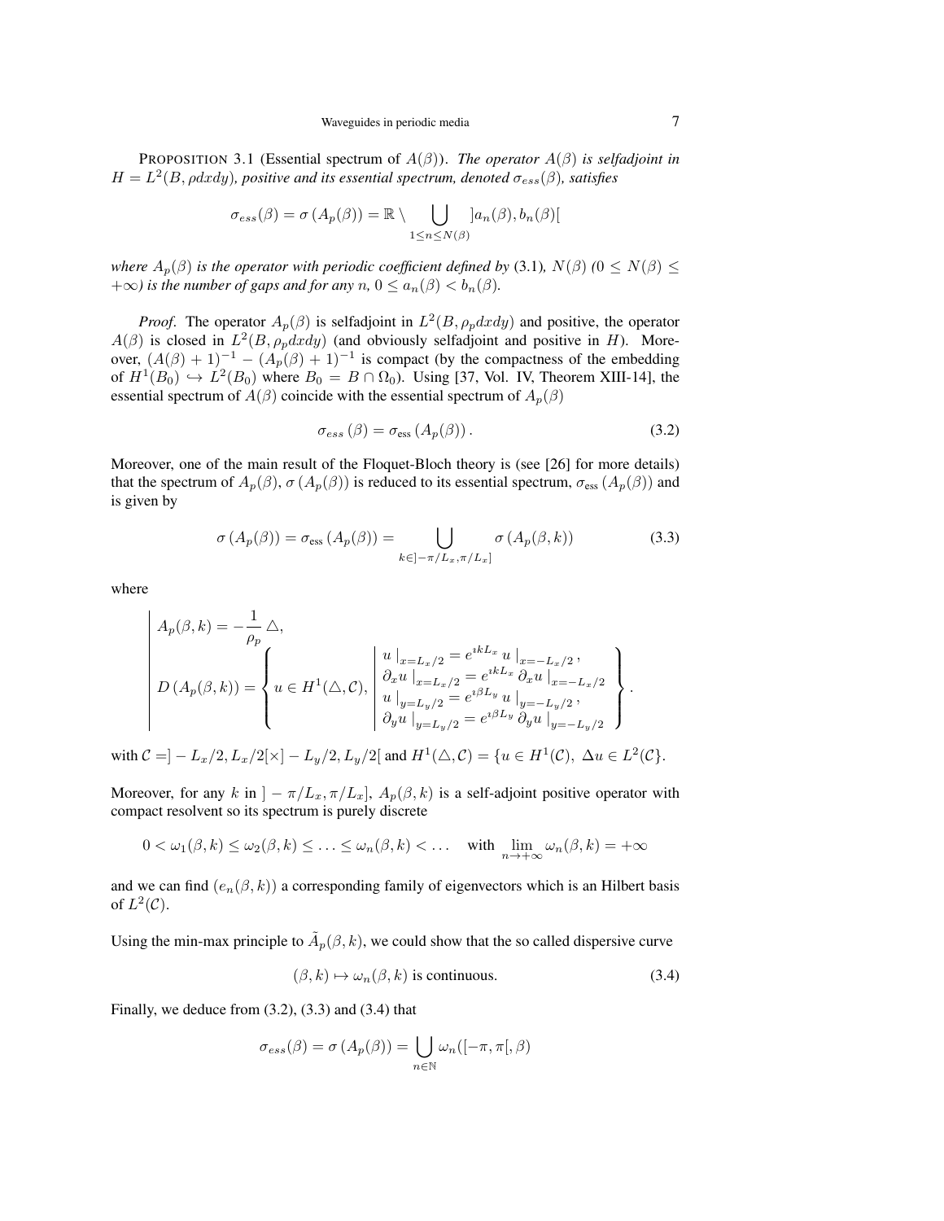PROPOSITION 3.1 (Essential spectrum of $A(\beta)$). *The operator $A(\beta)$ is selfadjoint in $H = L^2(B, \rho dxdy)$, positive and its essential spectrum, denoted $\sigma_{ess}(\beta)$, satisfies*

$$\sigma_{ess}(\beta) = \sigma\left(A_p(\beta)\right) = \mathbb{R} \setminus \bigcup_{1 \leq n \leq N(\beta)} ]a_n(\beta), b_n(\beta)[$$

*where $A_p(\beta)$ is the operator with periodic coefficient defined by* (3.1)*, $N(\beta)$ ($0 \leq N(\beta) \leq +\infty$) is the number of gaps and for any $n$, $0 \leq a_n(\beta) < b_n(\beta)$.*

*Proof*. The operator $A_p(\beta)$ is selfadjoint in $L^2(B, \rho_p dxdy)$ and positive, the operator $A(\beta)$ is closed in $L^2(B, \rho_p dxdy)$ (and obviously selfadjoint and positive in $H$). Moreover, $(A(\beta)+1)^{-1} - (A_p(\beta)+1)^{-1}$ is compact (by the compactness of the embedding of $H^1(B_0) \hookrightarrow L^2(B_0)$ where $B_0 = B \cap \Omega_0$). Using [37, Vol. IV, Theorem XIII-14], the essential spectrum of $A(\beta)$ coincide with the essential spectrum of $A_p(\beta)$

$$\sigma_{ess}\left(\beta\right) = \sigma_{\text{ess}}\left(A_p(\beta)\right). \tag{3.2}$$

Moreover, one of the main result of the Floquet-Bloch theory is (see [26] for more details) that the spectrum of $A_p(\beta)$, $\sigma\left(A_p(\beta)\right)$ is reduced to its essential spectrum, $\sigma_{\text{ess}}\left(A_p(\beta)\right)$ and is given by

$$\sigma\left(A_p(\beta)\right) = \sigma_{\text{ess}}\left(A_p(\beta)\right) = \bigcup_{k \in ]-\pi/L_x, \pi/L_x]} \sigma\left(A_p(\beta, k)\right) \tag{3.3}$$

where

$$\left|\begin{array}{l} A_p(\beta,k) = -\dfrac{1}{\rho_p} \triangle, \\[2ex] D\left(A_p(\beta,k)\right) = \left\{ u \in H^1(\triangle, \mathcal{C}), \left| \begin{array}{l} u\left|_{x=L_x/2} = e^{\imath k L_x}\, u\right|_{x=-L_x/2}, \\ \partial_x u\left|_{x=L_x/2} = e^{\imath k L_x}\, \partial_x u\right|_{x=-L_x/2} \\ u\left|_{y=L_y/2} = e^{\imath \beta L_y}\, u\right|_{y=-L_y/2}, \\ \partial_y u\left|_{y=L_y/2} = e^{\imath \beta L_y}\, \partial_y u\right|_{y=-L_y/2} \end{array} \right. \right\}. \end{array}\right.$$

with $\mathcal{C} = ]-L_x/2, L_x/2[\times]-L_y/2, L_y/2[$ and $H^1(\triangle, \mathcal{C}) = \{u \in H^1(\mathcal{C}),\ \Delta u \in L^2(\mathcal{C}\}$.

Moreover, for any $k$ in $]-\pi/L_x, \pi/L_x]$, $A_p(\beta, k)$ is a self-adjoint positive operator with compact resolvent so its spectrum is purely discrete

$$0 < \omega_1(\beta,k) \leq \omega_2(\beta,k) \leq \ldots \leq \omega_n(\beta,k) < \ldots \quad \text{with } \lim_{n \to +\infty} \omega_n(\beta,k) = +\infty$$

and we can find $(e_n(\beta,k))$ a corresponding family of eigenvectors which is an Hilbert basis of $L^2(\mathcal{C})$.

Using the min-max principle to $\tilde{A}_p(\beta,k)$, we could show that the so called dispersive curve

$$(\beta, k) \mapsto \omega_n(\beta, k) \text{ is continuous.} \tag{3.4}$$

Finally, we deduce from (3.2), (3.3) and (3.4) that

$$\sigma_{ess}(\beta) = \sigma\left(A_p(\beta)\right) = \bigcup_{n \in \mathbb{N}} \omega_n([-\pi, \pi[, \beta)$$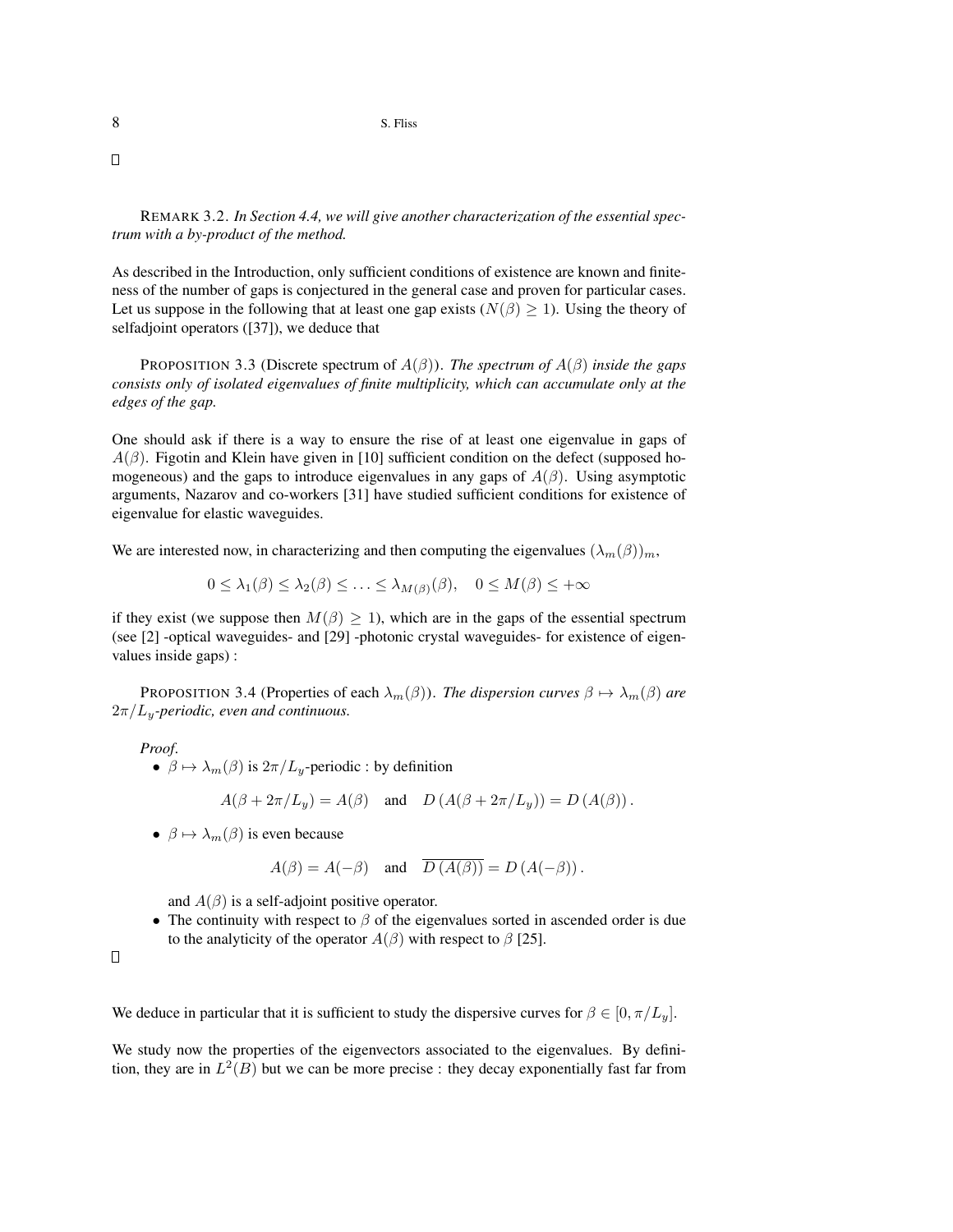□

REMARK 3.2. *In Section 4.4, we will give another characterization of the essential spectrum with a by-product of the method.*

As described in the Introduction, only sufficient conditions of existence are known and finiteness of the number of gaps is conjectured in the general case and proven for particular cases. Let us suppose in the following that at least one gap exists ($N(\beta) \geq 1$). Using the theory of selfadjoint operators ([37]), we deduce that

PROPOSITION 3.3 (Discrete spectrum of $A(\beta)$). *The spectrum of $A(\beta)$ inside the gaps consists only of isolated eigenvalues of finite multiplicity, which can accumulate only at the edges of the gap.*

One should ask if there is a way to ensure the rise of at least one eigenvalue in gaps of $A(\beta)$. Figotin and Klein have given in [10] sufficient condition on the defect (supposed homogeneous) and the gaps to introduce eigenvalues in any gaps of $A(\beta)$. Using asymptotic arguments, Nazarov and co-workers [31] have studied sufficient conditions for existence of eigenvalue for elastic waveguides.

We are interested now, in characterizing and then computing the eigenvalues $(\lambda_m(\beta))_m$,

$$0 \leq \lambda_1(\beta) \leq \lambda_2(\beta) \leq \ldots \leq \lambda_{M(\beta)}(\beta), \quad 0 \leq M(\beta) \leq +\infty$$

if they exist (we suppose then $M(\beta) \geq 1$), which are in the gaps of the essential spectrum (see [2] -optical waveguides- and [29] -photonic crystal waveguides- for existence of eigenvalues inside gaps) :

PROPOSITION 3.4 (Properties of each $\lambda_m(\beta)$). *The dispersion curves $\beta \mapsto \lambda_m(\beta)$ are $2\pi/L_y$-periodic, even and continuous.*

*Proof.*

- $\beta \mapsto \lambda_m(\beta)$ is $2\pi/L_y$-periodic : by definition

$$A(\beta + 2\pi/L_y) = A(\beta) \quad \text{and} \quad D\left(A(\beta + 2\pi/L_y)\right) = D\left(A(\beta)\right).$$

- $\beta \mapsto \lambda_m(\beta)$ is even because

$$A(\beta) = A(-\beta) \quad \text{and} \quad \overline{D\left(A(\beta)\right)} = D\left(A(-\beta)\right).$$

  and $A(\beta)$ is a self-adjoint positive operator.
- The continuity with respect to $\beta$ of the eigenvalues sorted in ascended order is due to the analyticity of the operator $A(\beta)$ with respect to $\beta$ [25].

□

We deduce in particular that it is sufficient to study the dispersive curves for $\beta \in [0, \pi/L_y]$.

We study now the properties of the eigenvectors associated to the eigenvalues. By definition, they are in $L^2(B)$ but we can be more precise : they decay exponentially fast far from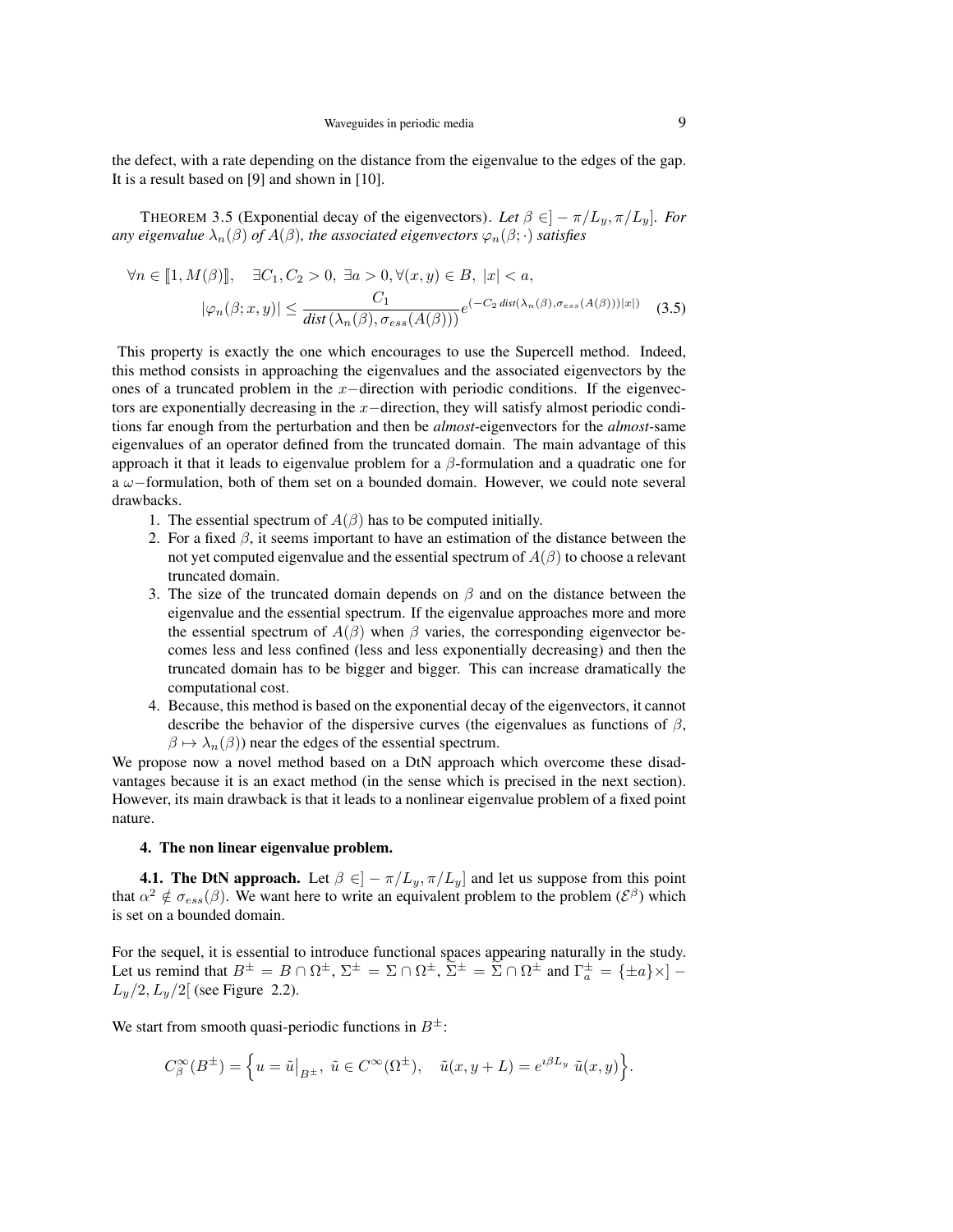the defect, with a rate depending on the distance from the eigenvalue to the edges of the gap. It is a result based on [9] and shown in [10].

THEOREM 3.5 (Exponential decay of the eigenvectors). *Let $\beta \in ]-\pi/L_y, \pi/L_y]$. For any eigenvalue $\lambda_n(\beta)$ of $A(\beta)$, the associated eigenvectors $\varphi_n(\beta;\cdot)$ satisfies*

$$
\begin{aligned}
\forall n \in [\![1, M(\beta)]\!], \quad \exists C_1, C_2 > 0,\ \exists a > 0, \forall (x,y) \in B,\ |x| < a,\\
|\varphi_n(\beta; x, y)| \leq \frac{C_1}{dist\,(\lambda_n(\beta), \sigma_{ess}(A(\beta)))} e^{(-C_2\, dist(\lambda_n(\beta), \sigma_{ess}(A(\beta)))|x|)} \quad (3.5)
\end{aligned}
$$

This property is exactly the one which encourages to use the Supercell method. Indeed, this method consists in approaching the eigenvalues and the associated eigenvectors by the ones of a truncated problem in the $x-$direction with periodic conditions. If the eigenvectors are exponentially decreasing in the $x-$direction, they will satisfy almost periodic conditions far enough from the perturbation and then be *almost*-eigenvectors for the *almost*-same eigenvalues of an operator defined from the truncated domain. The main advantage of this approach it that it leads to eigenvalue problem for a $\beta$-formulation and a quadratic one for a $\omega-$formulation, both of them set on a bounded domain. However, we could note several drawbacks.

1. The essential spectrum of $A(\beta)$ has to be computed initially.
2. For a fixed $\beta$, it seems important to have an estimation of the distance between the not yet computed eigenvalue and the essential spectrum of $A(\beta)$ to choose a relevant truncated domain.
3. The size of the truncated domain depends on $\beta$ and on the distance between the eigenvalue and the essential spectrum. If the eigenvalue approaches more and more the essential spectrum of $A(\beta)$ when $\beta$ varies, the corresponding eigenvector becomes less and less confined (less and less exponentially decreasing) and then the truncated domain has to be bigger and bigger. This can increase dramatically the computational cost.
4. Because, this method is based on the exponential decay of the eigenvectors, it cannot describe the behavior of the dispersive curves (the eigenvalues as functions of $\beta$, $\beta \mapsto \lambda_n(\beta)$) near the edges of the essential spectrum.

We propose now a novel method based on a DtN approach which overcome these disadvantages because it is an exact method (in the sense which is precised in the next section). However, its main drawback is that it leads to a nonlinear eigenvalue problem of a fixed point nature.

## 4. The non linear eigenvalue problem.

**4.1. The DtN approach.** Let $\beta \in ]-\pi/L_y, \pi/L_y]$ and let us suppose from this point that $\alpha^2 \notin \sigma_{ess}(\beta)$. We want here to write an equivalent problem to the problem $(\mathcal{E}^\beta)$ which is set on a bounded domain.

For the sequel, it is essential to introduce functional spaces appearing naturally in the study. Let us remind that $B^\pm = B \cap \Omega^\pm$, $\Sigma^\pm = \Sigma \cap \Omega^\pm$, $\tilde{\Sigma}^\pm = \tilde{\Sigma} \cap \Omega^\pm$ and $\Gamma_a^\pm = \{\pm a\} \times ]-L_y/2, L_y/2[$ (see Figure 2.2).

We start from smooth quasi-periodic functions in $B^\pm$:

$$
C^\infty_\beta(B^\pm) = \Big\{ u = \tilde{u}\big|_{B^\pm},\ \tilde{u} \in C^\infty(\Omega^\pm), \quad \tilde{u}(x, y+L) = e^{\imath\beta L_y}\ \tilde{u}(x,y) \Big\}.
$$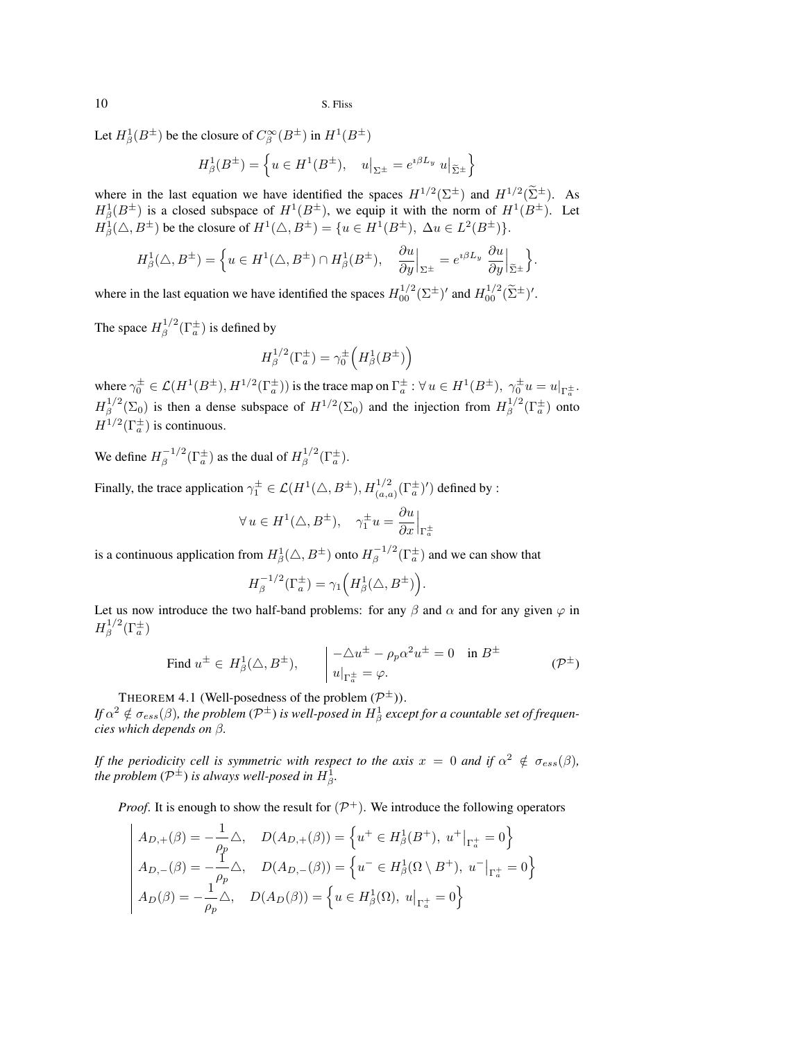Let $H^1_\beta(B^\pm)$ be the closure of $C^\infty_\beta(B^\pm)$ in $H^1(B^\pm)$

$$H^1_\beta(B^\pm) = \Big\{ u \in H^1(B^\pm), \quad u\big|_{\Sigma^\pm} = e^{\imath\beta L_y}\, u\big|_{\widetilde{\Sigma}^\pm} \Big\}$$

where in the last equation we have identified the spaces $H^{1/2}(\Sigma^\pm)$ and $H^{1/2}(\widetilde{\Sigma}^\pm)$. As $H^1_\beta(B^\pm)$ is a closed subspace of $H^1(B^\pm)$, we equip it with the norm of $H^1(B^\pm)$. Let $H^1_\beta(\triangle, B^\pm)$ be the closure of $H^1(\triangle, B^\pm) = \{u \in H^1(B^\pm),\ \Delta u \in L^2(B^\pm)\}$.

$$H^1_\beta(\triangle, B^\pm) = \Big\{ u \in H^1(\triangle, B^\pm) \cap H^1_\beta(B^\pm), \quad \frac{\partial u}{\partial y}\Big|_{\Sigma^\pm} = e^{\imath\beta L_y}\, \frac{\partial u}{\partial y}\Big|_{\widetilde{\Sigma}^\pm} \Big\}.$$

where in the last equation we have identified the spaces $H^{1/2}_{00}(\Sigma^\pm)'$ and $H^{1/2}_{00}(\widetilde{\Sigma}^\pm)'$.

The space $H^{1/2}_\beta(\Gamma^\pm_a)$ is defined by

$$H^{1/2}_\beta(\Gamma^\pm_a) = \gamma^\pm_0\Big(H^1_\beta(B^\pm)\Big)$$

where $\gamma^\pm_0 \in \mathcal{L}(H^1(B^\pm), H^{1/2}(\Gamma^\pm_a))$ is the trace map on $\Gamma^\pm_a : \forall\, u \in H^1(B^\pm),\ \gamma^\pm_0 u = u|_{\Gamma^\pm_a}$. $H^{1/2}_\beta(\Sigma_0)$ is then a dense subspace of $H^{1/2}(\Sigma_0)$ and the injection from $H^{1/2}_\beta(\Gamma^\pm_a)$ onto $H^{1/2}(\Gamma^\pm_a)$ is continuous.

We define $H^{-1/2}_\beta(\Gamma^\pm_a)$ as the dual of $H^{1/2}_\beta(\Gamma^\pm_a)$.

Finally, the trace application $\gamma^\pm_1 \in \mathcal{L}(H^1(\triangle, B^\pm), H^{1/2}_{(a,a)}(\Gamma^\pm_a)')$ defined by :

$$\forall\, u \in H^1(\triangle, B^\pm), \quad \gamma^\pm_1 u = \frac{\partial u}{\partial x}\Big|_{\Gamma^\pm_a}$$

is a continuous application from $H^1_\beta(\triangle, B^\pm)$ onto $H^{-1/2}_\beta(\Gamma^\pm_a)$ and we can show that

$$H^{-1/2}_\beta(\Gamma^\pm_a) = \gamma_1\Big(H^1_\beta(\triangle, B^\pm)\Big).$$

Let us now introduce the two half-band problems: for any $\beta$ and $\alpha$ and for any given $\varphi$ in $H^{1/2}_\beta(\Gamma^\pm_a)$

$$\text{Find } u^\pm \in\ H^1_\beta(\triangle, B^\pm), \qquad \left|\begin{array}{l} -\triangle u^\pm - \rho_p \alpha^2 u^\pm = 0 \quad \text{in } B^\pm \\ u|_{\Gamma^\pm_a} = \varphi. \end{array}\right. \qquad (\mathcal{P}^\pm)$$

THEOREM 4.1 (Well-posedness of the problem $(\mathcal{P}^\pm)$).
*If $\alpha^2 \notin \sigma_{ess}(\beta)$, the problem $(\mathcal{P}^\pm)$ is well-posed in $H^1_\beta$ except for a countable set of frequencies which depends on $\beta$.*

*If the periodicity cell is symmetric with respect to the axis $x = 0$ and if $\alpha^2 \notin \sigma_{ess}(\beta)$, the problem $(\mathcal{P}^\pm)$ is always well-posed in $H^1_\beta$.*

*Proof.* It is enough to show the result for $(\mathcal{P}^+)$. We introduce the following operators

$$\left|\begin{array}{ll} A_{D,+}(\beta) = -\dfrac{1}{\rho_p}\triangle, & D(A_{D,+}(\beta)) = \Big\{ u^+ \in H^1_\beta(B^+),\ u^+\big|_{\Gamma^+_a} = 0 \Big\} \\ A_{D,-}(\beta) = -\dfrac{1}{\rho_p}\triangle, & D(A_{D,-}(\beta)) = \Big\{ u^- \in H^1_\beta(\Omega \setminus B^+),\ u^-\big|_{\Gamma^+_a} = 0 \Big\} \\ A_{D}(\beta) = -\dfrac{1}{\rho_p}\triangle, & D(A_{D}(\beta)) = \Big\{ u \in H^1_\beta(\Omega),\ u\big|_{\Gamma^+_a} = 0 \Big\} \end{array}\right.$$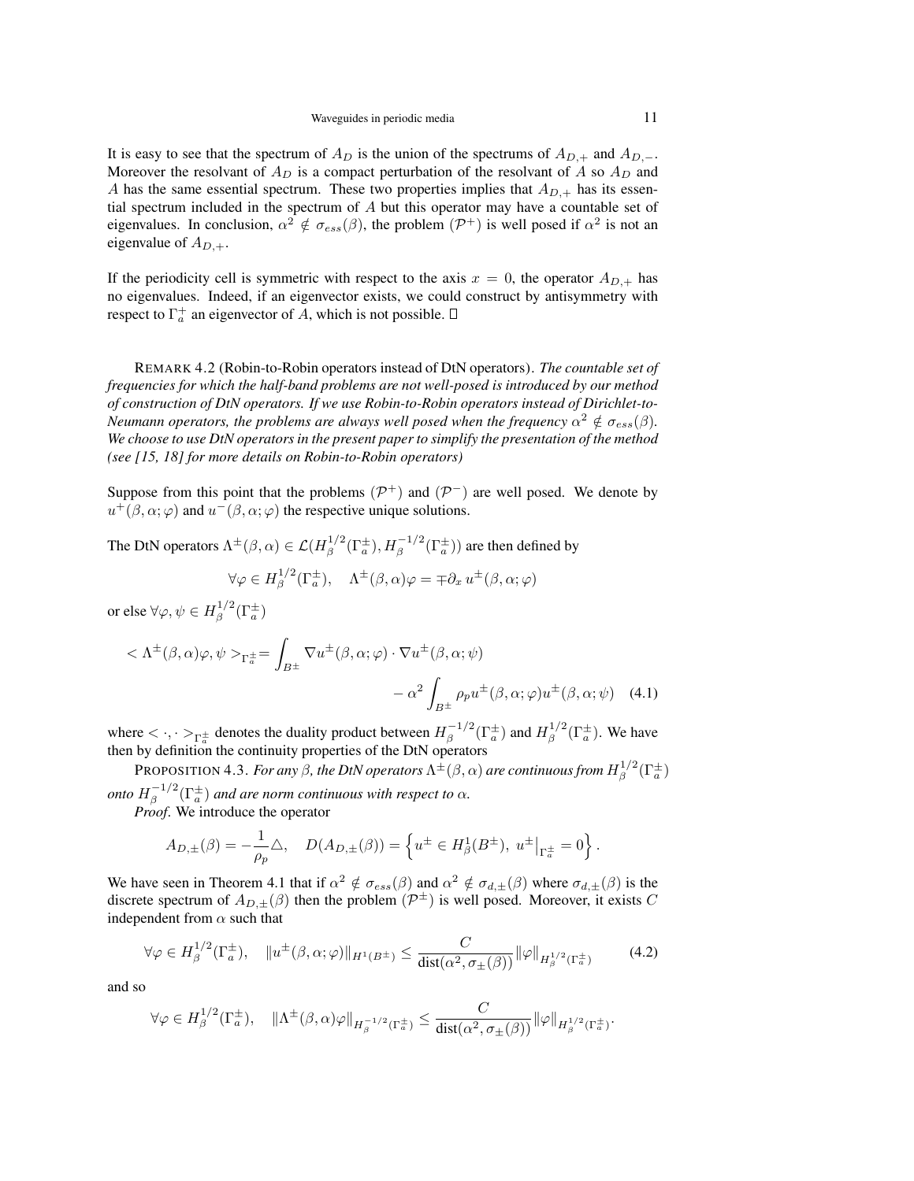It is easy to see that the spectrum of $A_D$ is the union of the spectrums of $A_{D,+}$ and $A_{D,-}$. Moreover the resolvant of $A_D$ is a compact perturbation of the resolvant of $A$ so $A_D$ and $A$ has the same essential spectrum. These two properties implies that $A_{D,+}$ has its essential spectrum included in the spectrum of $A$ but this operator may have a countable set of eigenvalues. In conclusion, $\alpha^2 \notin \sigma_{ess}(\beta)$, the problem $(\mathcal{P}^+)$ is well posed if $\alpha^2$ is not an eigenvalue of $A_{D,+}$.

If the periodicity cell is symmetric with respect to the axis $x = 0$, the operator $A_{D,+}$ has no eigenvalues. Indeed, if an eigenvector exists, we could construct by antisymmetry with respect to $\Gamma_a^+$ an eigenvector of $A$, which is not possible. □

REMARK 4.2 (Robin-to-Robin operators instead of DtN operators). *The countable set of frequencies for which the half-band problems are not well-posed is introduced by our method of construction of DtN operators. If we use Robin-to-Robin operators instead of Dirichlet-to-Neumann operators, the problems are always well posed when the frequency $\alpha^2 \notin \sigma_{ess}(\beta)$. We choose to use DtN operators in the present paper to simplify the presentation of the method (see [15, 18] for more details on Robin-to-Robin operators)*

Suppose from this point that the problems $(\mathcal{P}^+)$ and $(\mathcal{P}^-)$ are well posed. We denote by $u^+(\beta,\alpha;\varphi)$ and $u^-(\beta,\alpha;\varphi)$ the respective unique solutions.

The DtN operators $\Lambda^\pm(\beta,\alpha) \in \mathcal{L}(H^{1/2}_\beta(\Gamma_a^\pm), H^{-1/2}_\beta(\Gamma_a^\pm))$ are then defined by

$$\forall \varphi \in H^{1/2}_\beta(\Gamma_a^\pm), \quad \Lambda^\pm(\beta,\alpha)\varphi = \mp \partial_x\, u^\pm(\beta,\alpha;\varphi)$$

or else $\forall \varphi, \psi \in H^{1/2}_\beta(\Gamma_a^\pm)$

$$< \Lambda^\pm(\beta,\alpha)\varphi, \psi >_{\Gamma_a^\pm} = \int_{B^\pm} \nabla u^\pm(\beta,\alpha;\varphi)\cdot \nabla u^\pm(\beta,\alpha;\psi) - \alpha^2 \int_{B^\pm} \rho_p u^\pm(\beta,\alpha;\varphi) u^\pm(\beta,\alpha;\psi) \quad (4.1)$$

where $< \cdot,\cdot >_{\Gamma_a^\pm}$ denotes the duality product between $H^{-1/2}_\beta(\Gamma_a^\pm)$ and $H^{1/2}_\beta(\Gamma_a^\pm)$. We have then by definition the continuity properties of the DtN operators

PROPOSITION 4.3. *For any $\beta$, the DtN operators $\Lambda^\pm(\beta,\alpha)$ are continuous from $H^{1/2}_\beta(\Gamma_a^\pm)$ onto $H^{-1/2}_\beta(\Gamma_a^\pm)$ and are norm continuous with respect to $\alpha$.*

*Proof*. We introduce the operator

$$A_{D,\pm}(\beta) = -\frac{1}{\rho_p}\triangle, \quad D(A_{D,\pm}(\beta)) = \left\{ u^\pm \in H^1_\beta(B^\pm),\ u^\pm\big|_{\Gamma_a^\pm} = 0 \right\}.$$

We have seen in Theorem 4.1 that if $\alpha^2 \notin \sigma_{ess}(\beta)$ and $\alpha^2 \notin \sigma_{d,\pm}(\beta)$ where $\sigma_{d,\pm}(\beta)$ is the discrete spectrum of $A_{D,\pm}(\beta)$ then the problem $(\mathcal{P}^\pm)$ is well posed. Moreover, it exists $C$ independent from $\alpha$ such that

$$\forall \varphi \in H^{1/2}_\beta(\Gamma_a^\pm), \quad \|u^\pm(\beta,\alpha;\varphi)\|_{H^1(B^\pm)} \le \frac{C}{\text{dist}(\alpha^2, \sigma_\pm(\beta))} \|\varphi\|_{H^{1/2}_\beta(\Gamma_a^\pm)} \quad (4.2)$$

and so

$$\forall \varphi \in H^{1/2}_\beta(\Gamma_a^\pm), \quad \|\Lambda^\pm(\beta,\alpha)\varphi\|_{H^{-1/2}_\beta(\Gamma_a^\pm)} \le \frac{C}{\text{dist}(\alpha^2, \sigma_\pm(\beta))} \|\varphi\|_{H^{1/2}_\beta(\Gamma_a^\pm)}.$$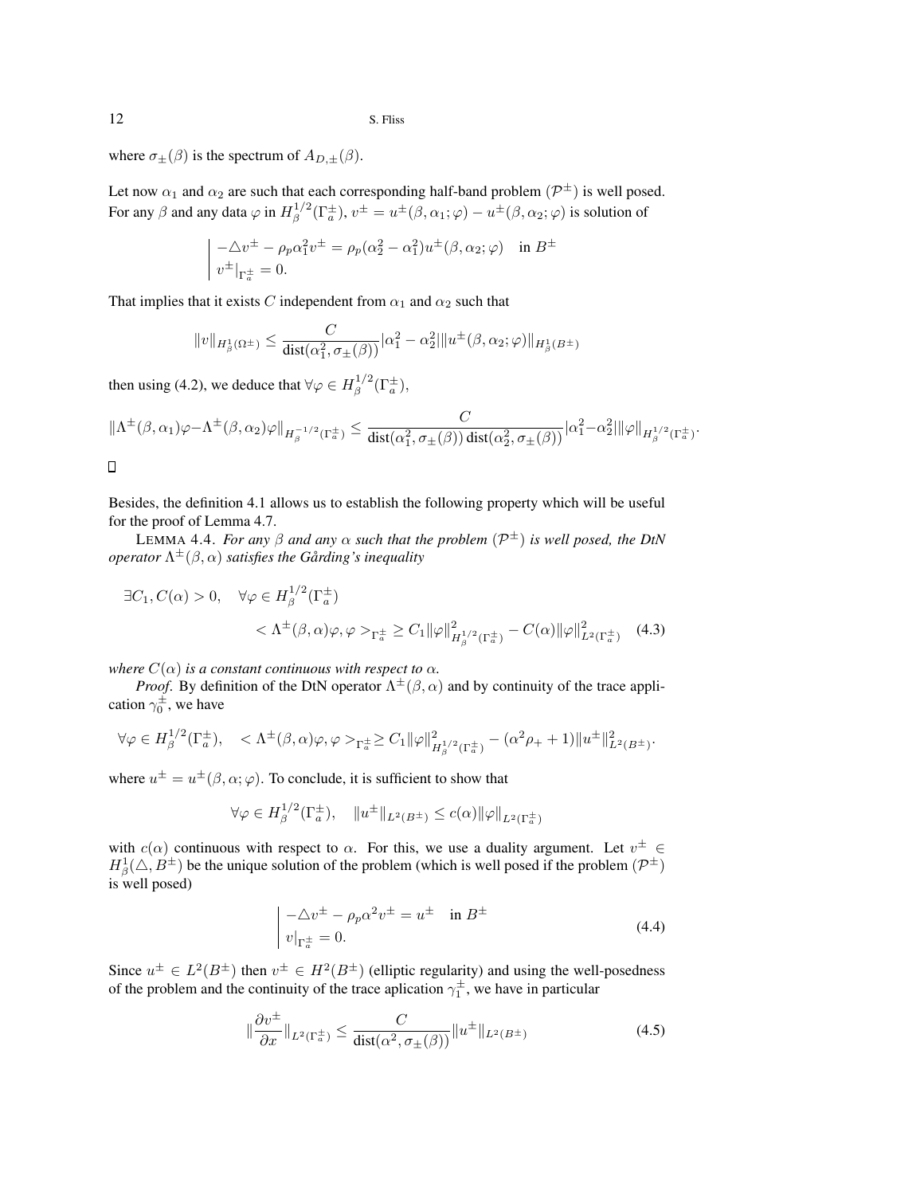where $\sigma_{\pm}(\beta)$ is the spectrum of $A_{D,\pm}(\beta)$.

Let now $\alpha_1$ and $\alpha_2$ are such that each corresponding half-band problem $(\mathcal{P}^{\pm})$ is well posed. For any $\beta$ and any data $\varphi$ in $H_{\beta}^{1/2}(\Gamma_a^{\pm})$, $v^{\pm} = u^{\pm}(\beta, \alpha_1; \varphi) - u^{\pm}(\beta, \alpha_2; \varphi)$ is solution of

$$
\left| \begin{array}{l} -\triangle v^{\pm} - \rho_p \alpha_1^2 v^{\pm} = \rho_p(\alpha_2^2 - \alpha_1^2) u^{\pm}(\beta, \alpha_2; \varphi) \quad \text{in } B^{\pm} \\ v^{\pm}|_{\Gamma_a^{\pm}} = 0. \end{array} \right.
$$

That implies that it exists $C$ independent from $\alpha_1$ and $\alpha_2$ such that

$$
\|v\|_{H^1_{\beta}(\Omega^{\pm})} \leq \frac{C}{\operatorname{dist}(\alpha_1^2, \sigma_{\pm}(\beta))} |\alpha_1^2 - \alpha_2^2| \|u^{\pm}(\beta, \alpha_2; \varphi)\|_{H^1_{\beta}(B^{\pm})}
$$

then using (4.2), we deduce that $\forall \varphi \in H_{\beta}^{1/2}(\Gamma_a^{\pm})$,

$$
\|\Lambda^{\pm}(\beta, \alpha_1)\varphi - \Lambda^{\pm}(\beta, \alpha_2)\varphi\|_{H_{\beta}^{-1/2}(\Gamma_a^{\pm})} \leq \frac{C}{\operatorname{dist}(\alpha_1^2, \sigma_{\pm}(\beta)) \operatorname{dist}(\alpha_2^2, \sigma_{\pm}(\beta))} |\alpha_1^2 - \alpha_2^2| \|\varphi\|_{H_{\beta}^{1/2}(\Gamma_a^{\pm})}.
$$

□

Besides, the definition 4.1 allows us to establish the following property which will be useful for the proof of Lemma 4.7.

LEMMA 4.4. *For any $\beta$ and any $\alpha$ such that the problem $(\mathcal{P}^{\pm})$ is well posed, the DtN operator $\Lambda^{\pm}(\beta, \alpha)$ satisfies the Gårding's inequality*

$$
\begin{aligned}
\exists C_1, C(\alpha) > 0, \quad & \forall \varphi \in H_{\beta}^{1/2}(\Gamma_a^{\pm}) \\
& < \Lambda^{\pm}(\beta, \alpha)\varphi, \varphi >_{\Gamma_a^{\pm}} \geq C_1 \|\varphi\|^2_{H_{\beta}^{1/2}(\Gamma_a^{\pm})} - C(\alpha) \|\varphi\|^2_{L^2(\Gamma_a^{\pm})} \quad (4.3)
\end{aligned}
$$

*where $C(\alpha)$ is a constant continuous with respect to $\alpha$.*

*Proof.* By definition of the DtN operator $\Lambda^{\pm}(\beta, \alpha)$ and by continuity of the trace application $\gamma_0^{\pm}$, we have

$$
\forall \varphi \in H_{\beta}^{1/2}(\Gamma_a^{\pm}), \quad < \Lambda^{\pm}(\beta, \alpha)\varphi, \varphi >_{\Gamma_a^{\pm}} \geq C_1 \|\varphi\|^2_{H_{\beta}^{1/2}(\Gamma_a^{\pm})} - (\alpha^2 \rho_+ + 1) \|u^{\pm}\|^2_{L^2(B^{\pm})}.
$$

where $u^{\pm} = u^{\pm}(\beta, \alpha; \varphi)$. To conclude, it is sufficient to show that

$$
\forall \varphi \in H_{\beta}^{1/2}(\Gamma_a^{\pm}), \quad \|u^{\pm}\|_{L^2(B^{\pm})} \leq c(\alpha) \|\varphi\|_{L^2(\Gamma_a^{\pm})}
$$

with $c(\alpha)$ continuous with respect to $\alpha$. For this, we use a duality argument. Let $v^{\pm} \in H^1_{\beta}(\triangle, B^{\pm})$ be the unique solution of the problem (which is well posed if the problem $(\mathcal{P}^{\pm})$ is well posed)

$$
\left| \begin{array}{l} -\triangle v^{\pm} - \rho_p \alpha^2 v^{\pm} = u^{\pm} \quad \text{in } B^{\pm} \\ v|_{\Gamma_a^{\pm}} = 0. \end{array} \right. \tag{4.4}
$$

Since $u^{\pm} \in L^2(B^{\pm})$ then $v^{\pm} \in H^2(B^{\pm})$ (elliptic regularity) and using the well-posedness of the problem and the continuity of the trace aplication $\gamma_1^{\pm}$, we have in particular

$$
\|\frac{\partial v^{\pm}}{\partial x}\|_{L^2(\Gamma_a^{\pm})} \leq \frac{C}{\operatorname{dist}(\alpha^2, \sigma_{\pm}(\beta))} \|u^{\pm}\|_{L^2(B^{\pm})} \tag{4.5}
$$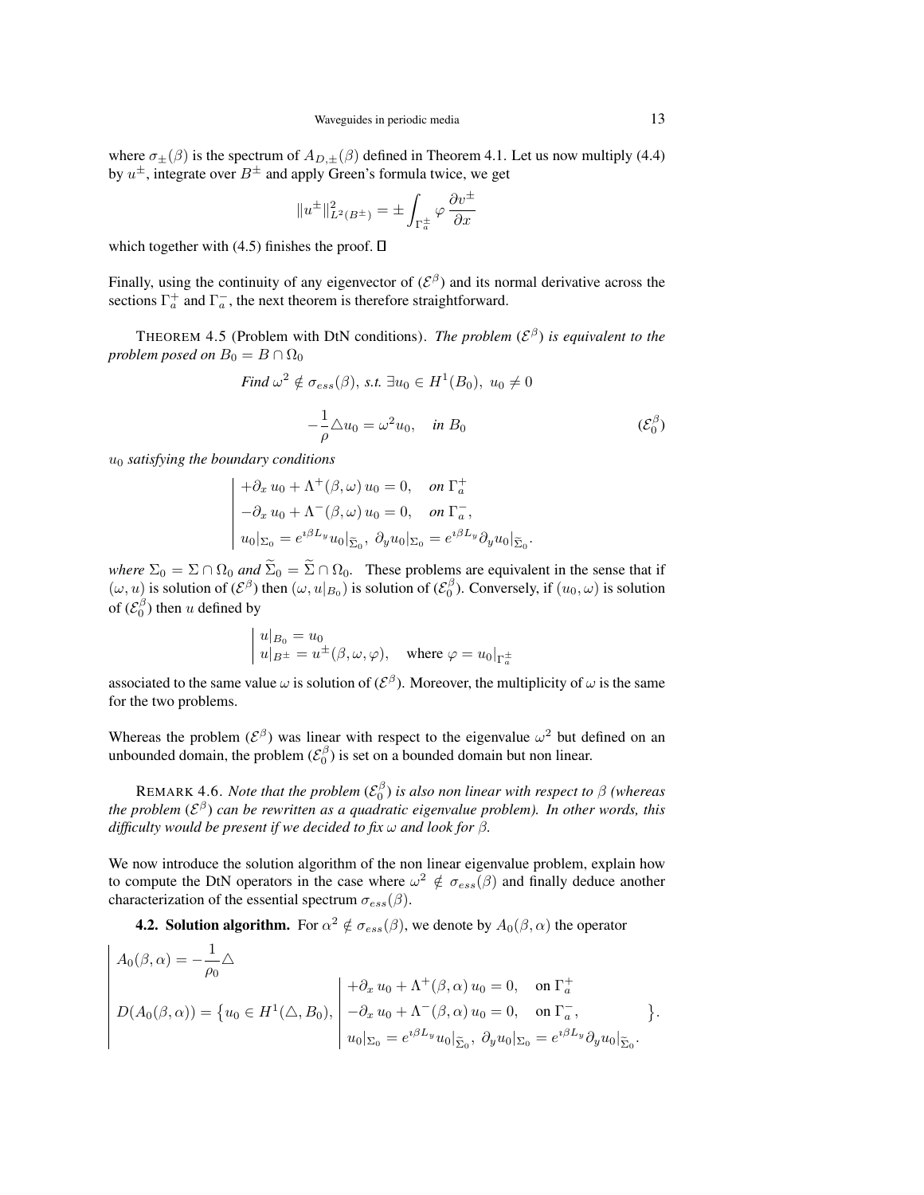where $\sigma_{\pm}(\beta)$ is the spectrum of $A_{D,\pm}(\beta)$ defined in Theorem 4.1. Let us now multiply (4.4) by $u^{\pm}$, integrate over $B^{\pm}$ and apply Green's formula twice, we get

$$\|u^{\pm}\|^2_{L^2(B^{\pm})} = \pm \int_{\Gamma_a^{\pm}} \varphi \, \frac{\partial v^{\pm}}{\partial x}$$

which together with (4.5) finishes the proof. □

Finally, using the continuity of any eigenvector of $(\mathcal{E}^{\beta})$ and its normal derivative across the sections $\Gamma_a^+$ and $\Gamma_a^-$, the next theorem is therefore straightforward.

THEOREM 4.5 (Problem with DtN conditions). *The problem $(\mathcal{E}^{\beta})$ is equivalent to the problem posed on $B_0 = B \cap \Omega_0$*

*Find $\omega^2 \notin \sigma_{ess}(\beta)$, s.t. $\exists u_0 \in H^1(B_0),\ u_0 \neq 0$*

$$-\frac{1}{\rho} \triangle u_0 = \omega^2 u_0, \quad \text{in } B_0 \qquad (\mathcal{E}_0^{\beta})$$

*$u_0$ satisfying the boundary conditions*

$$\left|\begin{array}{l} +\partial_x\, u_0 + \Lambda^+(\beta,\omega)\, u_0 = 0, \quad \text{on } \Gamma_a^+ \\ -\partial_x\, u_0 + \Lambda^-(\beta,\omega)\, u_0 = 0, \quad \text{on } \Gamma_a^-, \\ u_0|_{\Sigma_0} = e^{\imath\beta L_y} u_0|_{\widetilde{\Sigma}_0},\ \partial_y u_0|_{\Sigma_0} = e^{\imath\beta L_y} \partial_y u_0|_{\widetilde{\Sigma}_0}. \end{array}\right.$$

*where $\Sigma_0 = \Sigma \cap \Omega_0$ and $\widetilde{\Sigma}_0 = \widetilde{\Sigma} \cap \Omega_0$.* These problems are equivalent in the sense that if $(\omega, u)$ is solution of $(\mathcal{E}^{\beta})$ then $(\omega, u|_{B_0})$ is solution of $(\mathcal{E}_0^{\beta})$. Conversely, if $(u_0, \omega)$ is solution of $(\mathcal{E}_0^{\beta})$ then $u$ defined by

$$\left|\begin{array}{l} u|_{B_0} = u_0 \\ u|_{B^{\pm}} = u^{\pm}(\beta,\omega,\varphi), \quad \text{where } \varphi = u_0|_{\Gamma_a^{\pm}} \end{array}\right.$$

associated to the same value $\omega$ is solution of $(\mathcal{E}^{\beta})$. Moreover, the multiplicity of $\omega$ is the same for the two problems.

Whereas the problem $(\mathcal{E}^{\beta})$ was linear with respect to the eigenvalue $\omega^2$ but defined on an unbounded domain, the problem $(\mathcal{E}_0^{\beta})$ is set on a bounded domain but non linear.

REMARK 4.6. *Note that the problem $(\mathcal{E}_0^{\beta})$ is also non linear with respect to $\beta$ (whereas the problem $(\mathcal{E}^{\beta})$ can be rewritten as a quadratic eigenvalue problem). In other words, this difficulty would be present if we decided to fix $\omega$ and look for $\beta$.*

We now introduce the solution algorithm of the non linear eigenvalue problem, explain how to compute the DtN operators in the case where $\omega^2 \notin \sigma_{ess}(\beta)$ and finally deduce another characterization of the essential spectrum $\sigma_{ess}(\beta)$.

**4.2. Solution algorithm.** For $\alpha^2 \notin \sigma_{ess}(\beta)$, we denote by $A_0(\beta,\alpha)$ the operator

$$\left|\begin{array}{l} A_0(\beta,\alpha) = -\dfrac{1}{\rho_0}\triangle \\ D(A_0(\beta,\alpha)) = \big\{ u_0 \in H^1(\triangle, B_0),\ \left|\begin{array}{l} +\partial_x\, u_0 + \Lambda^+(\beta,\alpha)\, u_0 = 0, \quad \text{on } \Gamma_a^+ \\ -\partial_x\, u_0 + \Lambda^-(\beta,\alpha)\, u_0 = 0, \quad \text{on } \Gamma_a^-, \\ u_0|_{\Sigma_0} = e^{\imath\beta L_y} u_0|_{\widetilde{\Sigma}_0},\ \partial_y u_0|_{\Sigma_0} = e^{\imath\beta L_y} \partial_y u_0|_{\widetilde{\Sigma}_0}. \end{array}\right. \big\}. \end{array}\right.$$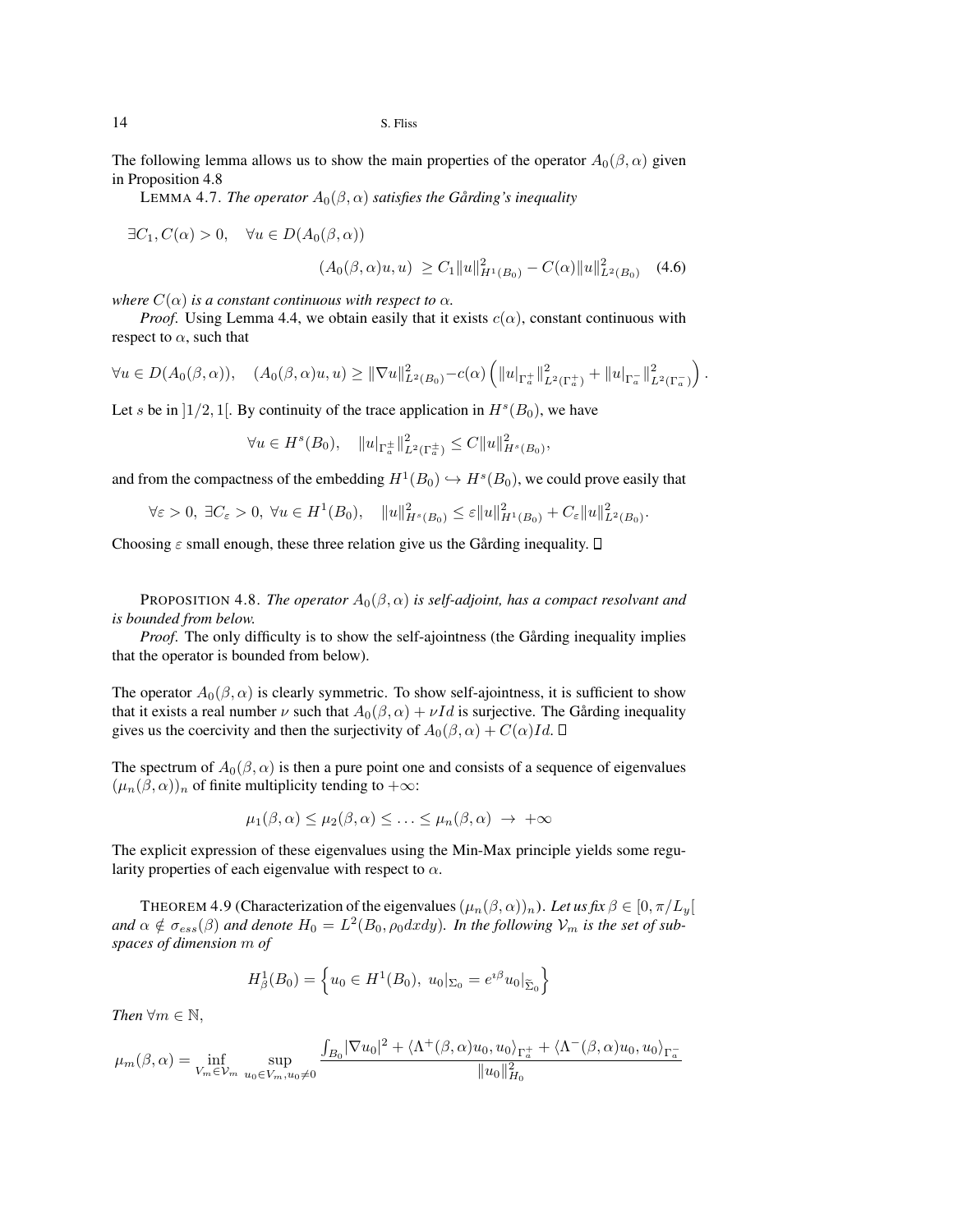The following lemma allows us to show the main properties of the operator $A_0(\beta,\alpha)$ given in Proposition 4.8

LEMMA 4.7. *The operator $A_0(\beta,\alpha)$ satisfies the Gårding's inequality*

$$\exists C_1, C(\alpha) > 0, \quad \forall u \in D(A_0(\beta,\alpha))$$
$$(A_0(\beta,\alpha)u,u) \;\geq C_1 \|u\|^2_{H^1(B_0)} - C(\alpha)\|u\|^2_{L^2(B_0)} \quad (4.6)$$

*where $C(\alpha)$ is a constant continuous with respect to $\alpha$.*

*Proof*. Using Lemma 4.4, we obtain easily that it exists $c(\alpha)$, constant continuous with respect to $\alpha$, such that

$$\forall u \in D(A_0(\beta,\alpha)), \quad (A_0(\beta,\alpha)u,u) \geq \|\nabla u\|^2_{L^2(B_0)} - c(\alpha)\left(\|u|_{\Gamma_a^+}\|^2_{L^2(\Gamma_a^+)} + \|u|_{\Gamma_a^-}\|^2_{L^2(\Gamma_a^-)}\right).$$

Let $s$ be in $]1/2,1[$. By continuity of the trace application in $H^s(B_0)$, we have

$$\forall u \in H^s(B_0), \quad \|u|_{\Gamma_a^\pm}\|^2_{L^2(\Gamma_a^\pm)} \leq C\|u\|^2_{H^s(B_0)},$$

and from the compactness of the embedding $H^1(B_0) \hookrightarrow H^s(B_0)$, we could prove easily that

$$\forall \varepsilon > 0,\ \exists C_\varepsilon > 0,\ \forall u \in H^1(B_0), \quad \|u\|^2_{H^s(B_0)} \leq \varepsilon\|u\|^2_{H^1(B_0)} + C_\varepsilon\|u\|^2_{L^2(B_0)}.$$

Choosing $\varepsilon$ small enough, these three relation give us the Gårding inequality. □

PROPOSITION 4.8. *The operator $A_0(\beta,\alpha)$ is self-adjoint, has a compact resolvant and is bounded from below.*

*Proof*. The only difficulty is to show the self-ajointness (the Gårding inequality implies that the operator is bounded from below).

The operator $A_0(\beta,\alpha)$ is clearly symmetric. To show self-ajointness, it is sufficient to show that it exists a real number $\nu$ such that $A_0(\beta,\alpha) + \nu Id$ is surjective. The Gårding inequality gives us the coercivity and then the surjectivity of $A_0(\beta,\alpha) + C(\alpha)Id$. □

The spectrum of $A_0(\beta,\alpha)$ is then a pure point one and consists of a sequence of eigenvalues $(\mu_n(\beta,\alpha))_n$ of finite multiplicity tending to $+\infty$:

$$\mu_1(\beta,\alpha) \leq \mu_2(\beta,\alpha) \leq \ldots \leq \mu_n(\beta,\alpha) \;\to\; +\infty$$

The explicit expression of these eigenvalues using the Min-Max principle yields some regularity properties of each eigenvalue with respect to $\alpha$.

THEOREM 4.9 (Characterization of the eigenvalues $(\mu_n(\beta,\alpha))_n$). *Let us fix $\beta \in [0,\pi/L_y[$ and $\alpha \notin \sigma_{ess}(\beta)$ and denote $H_0 = L^2(B_0, \rho_0 dxdy)$. In the following $\mathcal{V}_m$ is the set of subspaces of dimension $m$ of*

$$H^1_\beta(B_0) = \left\{u_0 \in H^1(B_0),\ u_0|_{\Sigma_0} = e^{\imath\beta}u_0|_{\tilde{\Sigma}_0}\right\}$$

*Then* $\forall m \in \mathbb{N}$,

$$\mu_m(\beta,\alpha) = \inf_{V_m \in \mathcal{V}_m}\ \sup_{u_0 \in V_m, u_0 \neq 0} \frac{\int_{B_0}|\nabla u_0|^2 + \langle \Lambda^+(\beta,\alpha)u_0,u_0\rangle_{\Gamma_a^+} + \langle \Lambda^-(\beta,\alpha)u_0,u_0\rangle_{\Gamma_a^-}}{\|u_0\|^2_{H_0}}$$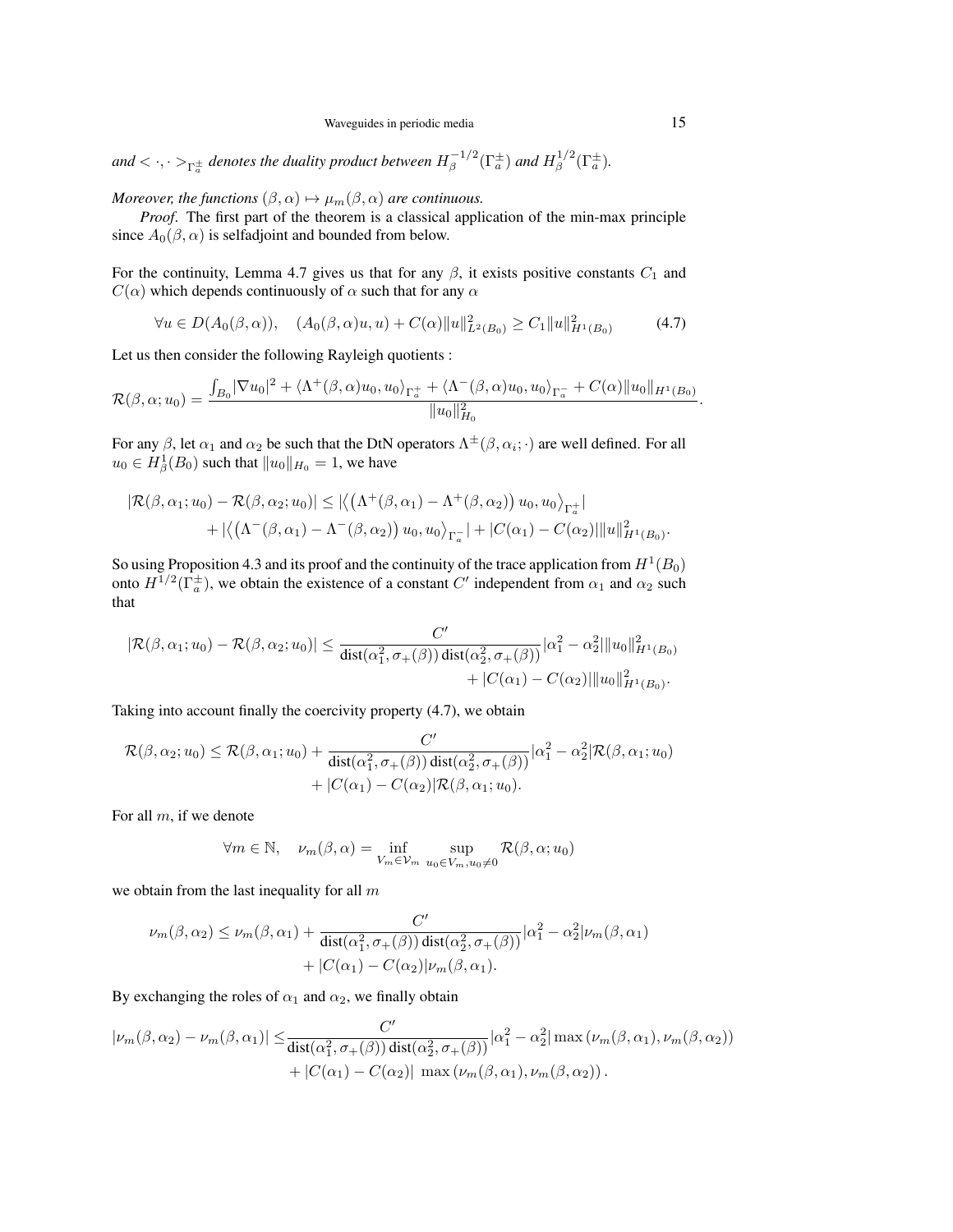*and* $< \cdot, \cdot >_{\Gamma_a^\pm}$ *denotes the duality product between* $H_\beta^{-1/2}(\Gamma_a^\pm)$ *and* $H_\beta^{1/2}(\Gamma_a^\pm)$.

*Moreover, the functions* $(\beta, \alpha) \mapsto \mu_m(\beta, \alpha)$ *are continuous.*

*Proof*. The first part of the theorem is a classical application of the min-max principle since $A_0(\beta, \alpha)$ is selfadjoint and bounded from below.

For the continuity, Lemma 4.7 gives us that for any $\beta$, it exists positive constants $C_1$ and $C(\alpha)$ which depends continuously of $\alpha$ such that for any $\alpha$

$$\forall u \in D(A_0(\beta, \alpha)), \quad (A_0(\beta, \alpha)u, u) + C(\alpha)\|u\|^2_{L^2(B_0)} \geq C_1 \|u\|^2_{H^1(B_0)} \tag{4.7}$$

Let us then consider the following Rayleigh quotients :

$$\mathcal{R}(\beta, \alpha; u_0) = \frac{\int_{B_0} |\nabla u_0|^2 + \langle \Lambda^+(\beta, \alpha) u_0, u_0 \rangle_{\Gamma_a^+} + \langle \Lambda^-(\beta, \alpha) u_0, u_0 \rangle_{\Gamma_a^-} + C(\alpha) \|u_0\|_{H^1(B_0)}}{\|u_0\|^2_{H_0}}.$$

For any $\beta$, let $\alpha_1$ and $\alpha_2$ be such that the DtN operators $\Lambda^\pm(\beta, \alpha_i; \cdot)$ are well defined. For all $u_0 \in H^1_\beta(B_0)$ such that $\|u_0\|_{H_0} = 1$, we have

$$\begin{aligned} |\mathcal{R}(\beta, \alpha_1; u_0) - \mathcal{R}(\beta, \alpha_2; u_0)| \leq & |\langle \left(\Lambda^+(\beta, \alpha_1) - \Lambda^+(\beta, \alpha_2)\right) u_0, u_0 \rangle_{\Gamma_a^+}| \\ & + |\langle \left(\Lambda^-(\beta, \alpha_1) - \Lambda^-(\beta, \alpha_2)\right) u_0, u_0 \rangle_{\Gamma_a^-}| + |C(\alpha_1) - C(\alpha_2)| \|u\|^2_{H^1(B_0)}. \end{aligned}$$

So using Proposition 4.3 and its proof and the continuity of the trace application from $H^1(B_0)$ onto $H^{1/2}(\Gamma_a^\pm)$, we obtain the existence of a constant $C'$ independent from $\alpha_1$ and $\alpha_2$ such that

$$\begin{aligned} |\mathcal{R}(\beta, \alpha_1; u_0) - \mathcal{R}(\beta, \alpha_2; u_0)| \leq & \frac{C'}{\text{dist}(\alpha_1^2, \sigma_+(\beta)) \, \text{dist}(\alpha_2^2, \sigma_+(\beta))} |\alpha_1^2 - \alpha_2^2| \|u_0\|^2_{H^1(B_0)} \\ & + |C(\alpha_1) - C(\alpha_2)| \|u_0\|^2_{H^1(B_0)}. \end{aligned}$$

Taking into account finally the coercivity property (4.7), we obtain

$$\begin{aligned} \mathcal{R}(\beta, \alpha_2; u_0) \leq \mathcal{R}(\beta, \alpha_1; u_0) & + \frac{C'}{\text{dist}(\alpha_1^2, \sigma_+(\beta)) \, \text{dist}(\alpha_2^2, \sigma_+(\beta))} |\alpha_1^2 - \alpha_2^2| \mathcal{R}(\beta, \alpha_1; u_0) \\ & + |C(\alpha_1) - C(\alpha_2)| \mathcal{R}(\beta, \alpha_1; u_0). \end{aligned}$$

For all $m$, if we denote

$$\forall m \in \mathbb{N}, \quad \nu_m(\beta, \alpha) = \inf_{V_m \in \mathcal{V}_m} \sup_{u_0 \in V_m, u_0 \neq 0} \mathcal{R}(\beta, \alpha; u_0)$$

we obtain from the last inequality for all $m$

$$\begin{aligned} \nu_m(\beta, \alpha_2) \leq \nu_m(\beta, \alpha_1) & + \frac{C'}{\text{dist}(\alpha_1^2, \sigma_+(\beta)) \, \text{dist}(\alpha_2^2, \sigma_+(\beta))} |\alpha_1^2 - \alpha_2^2| \nu_m(\beta, \alpha_1) \\ & + |C(\alpha_1) - C(\alpha_2)| \nu_m(\beta, \alpha_1). \end{aligned}$$

By exchanging the roles of $\alpha_1$ and $\alpha_2$, we finally obtain

$$\begin{aligned} |\nu_m(\beta, \alpha_2) - \nu_m(\beta, \alpha_1)| \leq & \frac{C'}{\text{dist}(\alpha_1^2, \sigma_+(\beta)) \, \text{dist}(\alpha_2^2, \sigma_+(\beta))} |\alpha_1^2 - \alpha_2^2| \max\left(\nu_m(\beta, \alpha_1), \nu_m(\beta, \alpha_2)\right) \\ & + |C(\alpha_1) - C(\alpha_2)| \, \max\left(\nu_m(\beta, \alpha_1), \nu_m(\beta, \alpha_2)\right). \end{aligned}$$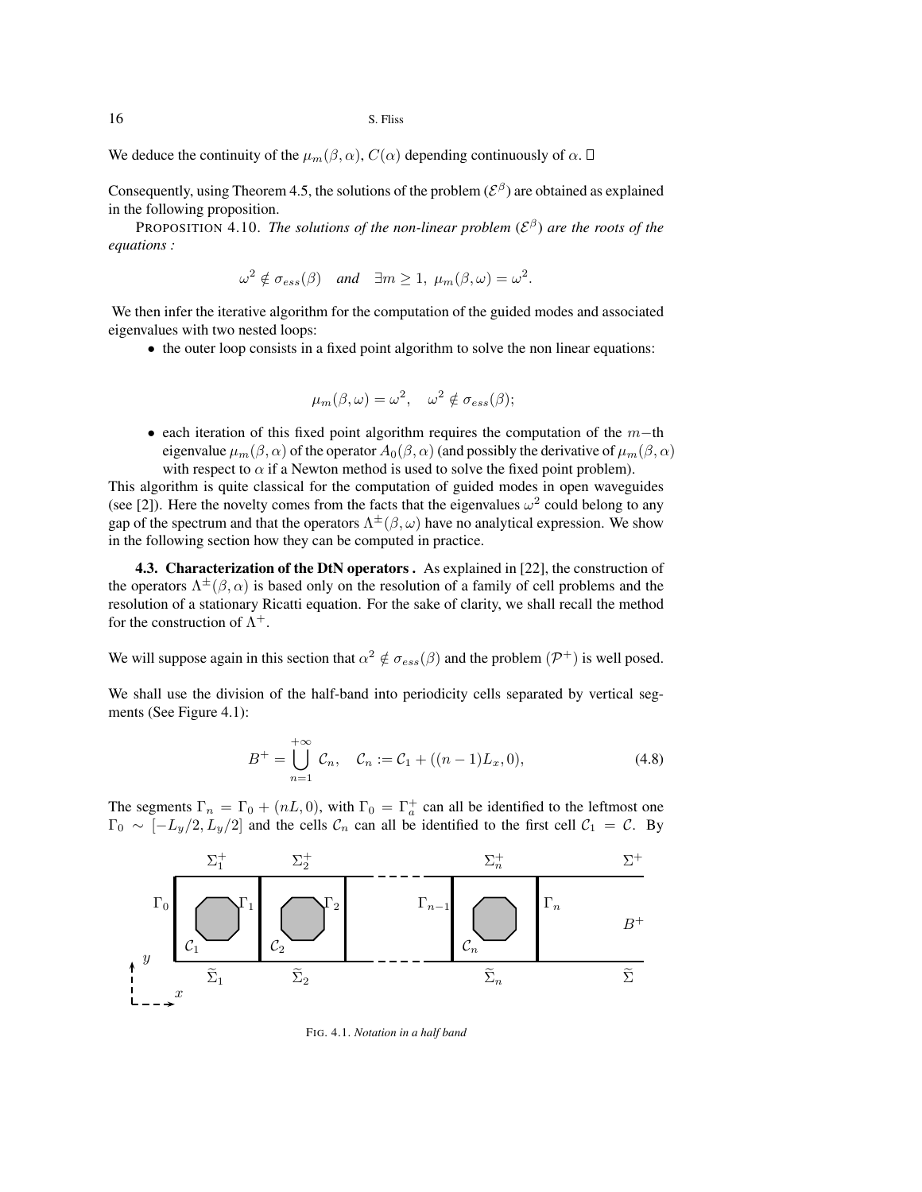We deduce the continuity of the $\mu_m(\beta, \alpha)$, $C(\alpha)$ depending continuously of $\alpha$. □

Consequently, using Theorem 4.5, the solutions of the problem $(\mathcal{E}^\beta)$ are obtained as explained in the following proposition.

PROPOSITION 4.10. *The solutions of the non-linear problem $(\mathcal{E}^\beta)$ are the roots of the equations :*

$$\omega^2 \notin \sigma_{ess}(\beta) \quad \textit{and} \quad \exists m \geq 1,\ \mu_m(\beta, \omega) = \omega^2.$$

We then infer the iterative algorithm for the computation of the guided modes and associated eigenvalues with two nested loops:

- the outer loop consists in a fixed point algorithm to solve the non linear equations:

$$\mu_m(\beta, \omega) = \omega^2, \quad \omega^2 \notin \sigma_{ess}(\beta);$$

- each iteration of this fixed point algorithm requires the computation of the $m-$th eigenvalue $\mu_m(\beta, \alpha)$ of the operator $A_0(\beta, \alpha)$ (and possibly the derivative of $\mu_m(\beta, \alpha)$ with respect to $\alpha$ if a Newton method is used to solve the fixed point problem).

This algorithm is quite classical for the computation of guided modes in open waveguides (see [2]). Here the novelty comes from the facts that the eigenvalues $\omega^2$ could belong to any gap of the spectrum and that the operators $\Lambda^\pm(\beta, \omega)$ have no analytical expression. We show in the following section how they can be computed in practice.

**4.3. Characterization of the DtN operators .** As explained in [22], the construction of the operators $\Lambda^\pm(\beta, \alpha)$ is based only on the resolution of a family of cell problems and the resolution of a stationary Ricatti equation. For the sake of clarity, we shall recall the method for the construction of $\Lambda^+$.

We will suppose again in this section that $\alpha^2 \notin \sigma_{ess}(\beta)$ and the problem $(\mathcal{P}^+)$ is well posed.

We shall use the division of the half-band into periodicity cells separated by vertical segments (See Figure 4.1):

$$B^+ = \bigcup_{n=1}^{+\infty} \mathcal{C}_n, \quad \mathcal{C}_n := \mathcal{C}_1 + ((n-1)L_x, 0), \tag{4.8}$$

The segments $\Gamma_n = \Gamma_0 + (nL, 0)$, with $\Gamma_0 = \Gamma_a^+$ can all be identified to the leftmost one $\Gamma_0 \sim [-L_y/2, L_y/2]$ and the cells $\mathcal{C}_n$ can all be identified to the first cell $\mathcal{C}_1 = \mathcal{C}$. By

FIG. 4.1. *Notation in a half band*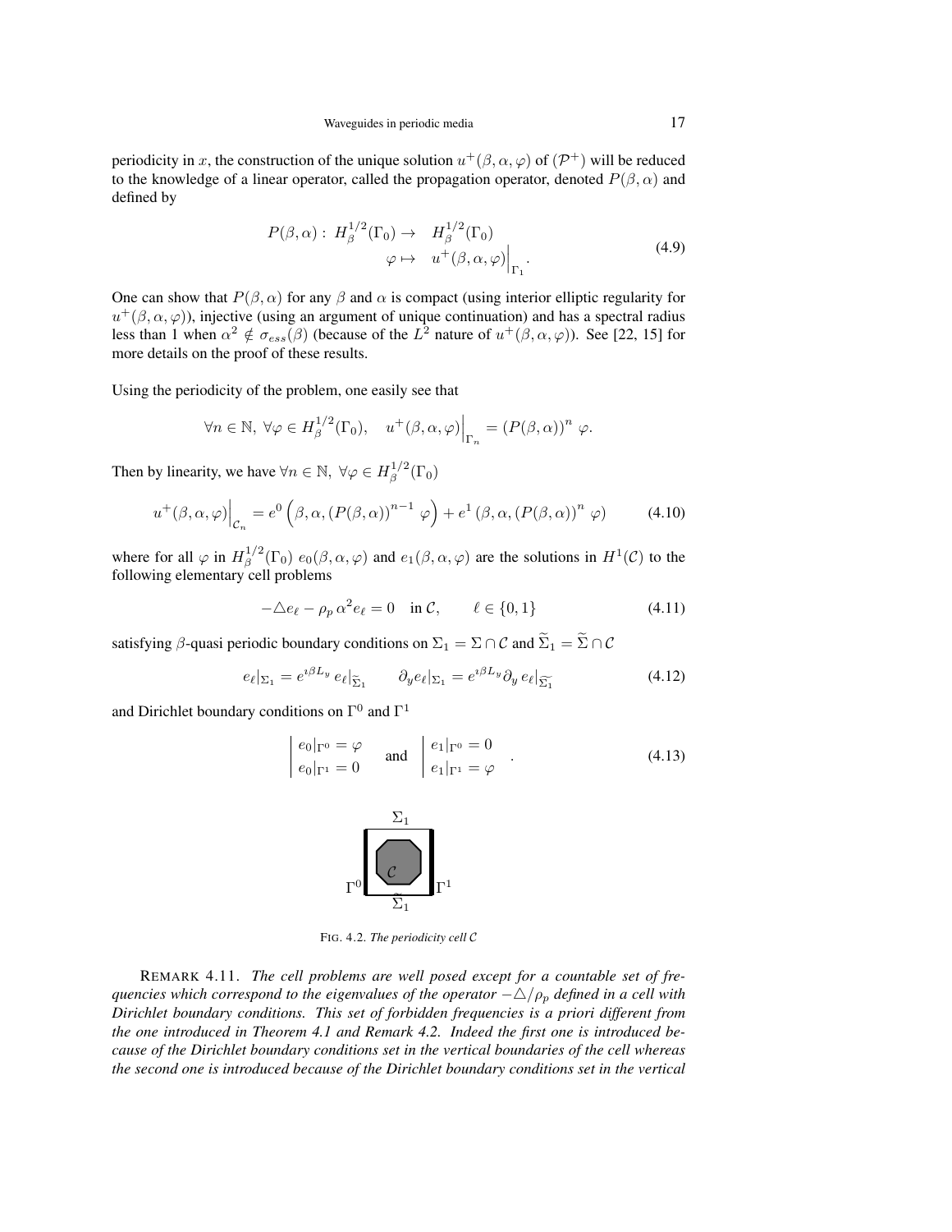periodicity in $x$, the construction of the unique solution $u^+(\beta,\alpha,\varphi)$ of $(\mathcal{P}^+)$ will be reduced to the knowledge of a linear operator, called the propagation operator, denoted $P(\beta,\alpha)$ and defined by

$$
\begin{array}{rl}
P(\beta,\alpha): \; H^{1/2}_\beta(\Gamma_0) \to & H^{1/2}_\beta(\Gamma_0) \\
\varphi \mapsto & u^+(\beta,\alpha,\varphi)\Big|_{\Gamma_1}.
\end{array}
\tag{4.9}
$$

One can show that $P(\beta,\alpha)$ for any $\beta$ and $\alpha$ is compact (using interior elliptic regularity for $u^+(\beta,\alpha,\varphi)$), injective (using an argument of unique continuation) and has a spectral radius less than 1 when $\alpha^2 \notin \sigma_{ess}(\beta)$ (because of the $L^2$ nature of $u^+(\beta,\alpha,\varphi)$). See [22, 15] for more details on the proof of these results.

Using the periodicity of the problem, one easily see that

$$
\forall n \in \mathbb{N},\ \forall \varphi \in H^{1/2}_\beta(\Gamma_0), \quad u^+(\beta,\alpha,\varphi)\Big|_{\Gamma_n} = (P(\beta,\alpha))^n \,\varphi.
$$

Then by linearity, we have $\forall n \in \mathbb{N},\ \forall \varphi \in H^{1/2}_\beta(\Gamma_0)$

$$
u^+(\beta,\alpha,\varphi)\Big|_{\mathcal{C}_n} = e^0\left(\beta,\alpha,(P(\beta,\alpha))^{n-1}\,\varphi\right) + e^1\left(\beta,\alpha,(P(\beta,\alpha))^n\,\varphi\right) \tag{4.10}
$$

where for all $\varphi$ in $H^{1/2}_\beta(\Gamma_0)$ $e_0(\beta,\alpha,\varphi)$ and $e_1(\beta,\alpha,\varphi)$ are the solutions in $H^1(\mathcal{C})$ to the following elementary cell problems

$$
-\triangle e_\ell - \rho_p\,\alpha^2 e_\ell = 0 \quad \text{in } \mathcal{C}, \qquad \ell \in \{0,1\} \tag{4.11}
$$

satisfying $\beta$-quasi periodic boundary conditions on $\Sigma_1 = \Sigma \cap \mathcal{C}$ and $\widetilde{\Sigma}_1 = \widetilde{\Sigma} \cap \mathcal{C}$

$$
e_\ell|_{\Sigma_1} = e^{\imath\beta L_y}\, e_\ell|_{\widetilde{\Sigma}_1} \qquad \partial_y e_\ell|_{\Sigma_1} = e^{\imath\beta L_y} \partial_y\, e_\ell|_{\widetilde{\Sigma_1}} \tag{4.12}
$$

and Dirichlet boundary conditions on $\Gamma^0$ and $\Gamma^1$

$$
\left|\begin{array}{l} e_0|_{\Gamma^0} = \varphi \\ e_0|_{\Gamma^1} = 0 \end{array}\right. \quad \text{and} \quad \left|\begin{array}{l} e_1|_{\Gamma^0} = 0 \\ e_1|_{\Gamma^1} = \varphi \end{array}\right. . \tag{4.13}
$$

FIG. 4.2. *The periodicity cell* $\mathcal{C}$

REMARK 4.11. *The cell problems are well posed except for a countable set of frequencies which correspond to the eigenvalues of the operator $-\triangle/\rho_p$ defined in a cell with Dirichlet boundary conditions. This set of forbidden frequencies is a priori different from the one introduced in Theorem 4.1 and Remark 4.2. Indeed the first one is introduced because of the Dirichlet boundary conditions set in the vertical boundaries of the cell whereas the second one is introduced because of the Dirichlet boundary conditions set in the vertical*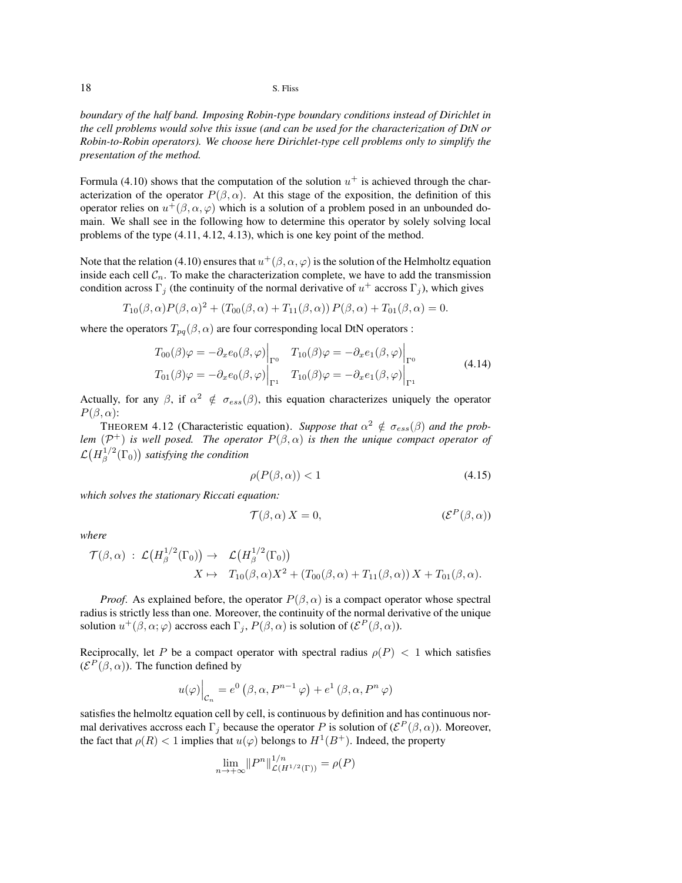*boundary of the half band. Imposing Robin-type boundary conditions instead of Dirichlet in the cell problems would solve this issue (and can be used for the characterization of DtN or Robin-to-Robin operators). We choose here Dirichlet-type cell problems only to simplify the presentation of the method.*

Formula (4.10) shows that the computation of the solution $u^+$ is achieved through the characterization of the operator $P(\beta,\alpha)$. At this stage of the exposition, the definition of this operator relies on $u^+(\beta,\alpha,\varphi)$ which is a solution of a problem posed in an unbounded domain. We shall see in the following how to determine this operator by solely solving local problems of the type (4.11, 4.12, 4.13), which is one key point of the method.

Note that the relation (4.10) ensures that $u^+(\beta,\alpha,\varphi)$ is the solution of the Helmholtz equation inside each cell $\mathcal{C}_n$. To make the characterization complete, we have to add the transmission condition across $\Gamma_j$ (the continuity of the normal derivative of $u^+$ accross $\Gamma_j$), which gives

$$T_{10}(\beta,\alpha)P(\beta,\alpha)^2 + \left(T_{00}(\beta,\alpha) + T_{11}(\beta,\alpha)\right)P(\beta,\alpha) + T_{01}(\beta,\alpha) = 0.$$

where the operators $T_{pq}(\beta,\alpha)$ are four corresponding local DtN operators :

$$\begin{aligned} T_{00}(\beta)\varphi = -\partial_x e_0(\beta,\varphi)\Big|_{\Gamma^0} \quad T_{10}(\beta)\varphi = -\partial_x e_1(\beta,\varphi)\Big|_{\Gamma^0} \\ T_{01}(\beta)\varphi = -\partial_x e_0(\beta,\varphi)\Big|_{\Gamma^1} \quad T_{10}(\beta)\varphi = -\partial_x e_1(\beta,\varphi)\Big|_{\Gamma^1} \end{aligned} \tag{4.14}$$

Actually, for any $\beta$, if $\alpha^2 \notin \sigma_{ess}(\beta)$, this equation characterizes uniquely the operator $P(\beta,\alpha)$:

THEOREM 4.12 (Characteristic equation). *Suppose that $\alpha^2 \notin \sigma_{ess}(\beta)$ and the problem $(\mathcal{P}^+)$ is well posed. The operator $P(\beta,\alpha)$ is then the unique compact operator of $\mathcal{L}\big(H^{1/2}_\beta(\Gamma_0)\big)$ satisfying the condition*

$$\rho(P(\beta,\alpha)) < 1 \tag{4.15}$$

*which solves the stationary Riccati equation:*

$$\mathcal{T}(\beta,\alpha)\,X = 0, \tag*{$(\mathcal{E}^P(\beta,\alpha))$}$$

*where*

$$\begin{aligned} \mathcal{T}(\beta,\alpha)\ :\ \mathcal{L}\big(H^{1/2}_\beta(\Gamma_0)\big) \to \quad & \mathcal{L}\big(H^{1/2}_\beta(\Gamma_0)\big) \\ X \mapsto \quad & T_{10}(\beta,\alpha)X^2 + \left(T_{00}(\beta,\alpha) + T_{11}(\beta,\alpha)\right)X + T_{01}(\beta,\alpha). \end{aligned}$$

*Proof*. As explained before, the operator $P(\beta,\alpha)$ is a compact operator whose spectral radius is strictly less than one. Moreover, the continuity of the normal derivative of the unique solution $u^+(\beta,\alpha;\varphi)$ accross each $\Gamma_j$, $P(\beta,\alpha)$ is solution of $(\mathcal{E}^P(\beta,\alpha))$.

Reciprocally, let $P$ be a compact operator with spectral radius $\rho(P) < 1$ which satisfies $(\mathcal{E}^P(\beta,\alpha))$. The function defined by

$$u(\varphi)\Big|_{\mathcal{C}_n} = e^0\left(\beta,\alpha,P^{n-1}\varphi\right) + e^1\left(\beta,\alpha,P^n\varphi\right)$$

satisfies the helmoltz equation cell by cell, is continuous by definition and has continuous normal derivatives accross each $\Gamma_j$ because the operator $P$ is solution of $(\mathcal{E}^P(\beta,\alpha))$. Moreover, the fact that $\rho(R) < 1$ implies that $u(\varphi)$ belongs to $H^1(B^+)$. Indeed, the property

$$\lim_{n\to+\infty} \|P^n\|^{1/n}_{\mathcal{L}(H^{1/2}(\Gamma))} = \rho(P)$$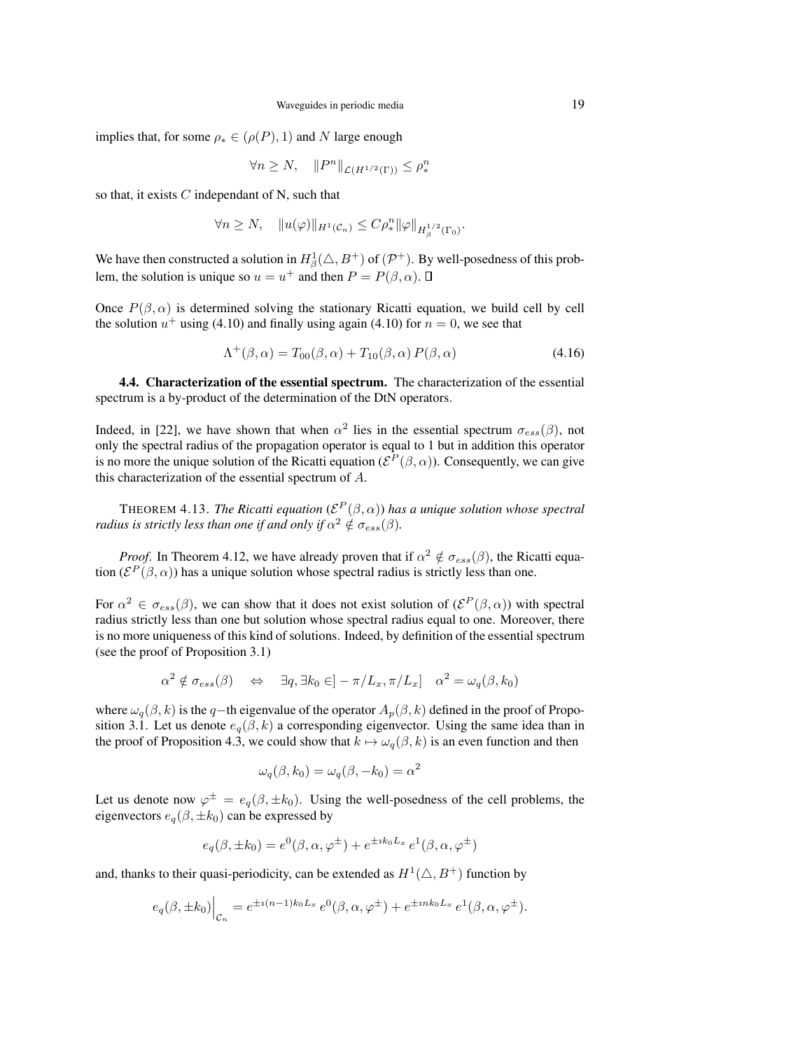implies that, for some $\rho_* \in (\rho(P), 1)$ and $N$ large enough

$$\forall n \geq N, \quad \|P^n\|_{\mathcal{L}(H^{1/2}(\Gamma))} \leq \rho_*^n$$

so that, it exists $C$ independant of N, such that

$$\forall n \geq N, \quad \|u(\varphi)\|_{H^1(\mathcal{C}_n)} \leq C\rho_*^n \|\varphi\|_{H^{1/2}_\beta(\Gamma_0)}.$$

We have then constructed a solution in $H^1_\beta(\triangle, B^+)$ of $(\mathcal{P}^+)$. By well-posedness of this problem, the solution is unique so $u = u^+$ and then $P = P(\beta, \alpha)$. □

Once $P(\beta, \alpha)$ is determined solving the stationary Ricatti equation, we build cell by cell the solution $u^+$ using (4.10) and finally using again (4.10) for $n = 0$, we see that

$$\Lambda^+(\beta, \alpha) = T_{00}(\beta, \alpha) + T_{10}(\beta, \alpha)\, P(\beta, \alpha) \tag{4.16}$$

**4.4. Characterization of the essential spectrum.** The characterization of the essential spectrum is a by-product of the determination of the DtN operators.

Indeed, in [22], we have shown that when $\alpha^2$ lies in the essential spectrum $\sigma_{ess}(\beta)$, not only the spectral radius of the propagation operator is equal to 1 but in addition this operator is no more the unique solution of the Ricatti equation $(\mathcal{E}^P(\beta, \alpha))$. Consequently, we can give this characterization of the essential spectrum of $A$.

THEOREM 4.13. *The Ricatti equation $(\mathcal{E}^P(\beta, \alpha))$ has a unique solution whose spectral radius is strictly less than one if and only if $\alpha^2 \notin \sigma_{ess}(\beta)$.*

*Proof.* In Theorem 4.12, we have already proven that if $\alpha^2 \notin \sigma_{ess}(\beta)$, the Ricatti equation $(\mathcal{E}^P(\beta, \alpha))$ has a unique solution whose spectral radius is strictly less than one.

For $\alpha^2 \in \sigma_{ess}(\beta)$, we can show that it does not exist solution of $(\mathcal{E}^P(\beta, \alpha))$ with spectral radius strictly less than one but solution whose spectral radius equal to one. Moreover, there is no more uniqueness of this kind of solutions. Indeed, by definition of the essential spectrum (see the proof of Proposition 3.1)

$$\alpha^2 \notin \sigma_{ess}(\beta) \quad \Leftrightarrow \quad \exists q, \exists k_0 \in ]-\pi/L_x, \pi/L_x] \quad \alpha^2 = \omega_q(\beta, k_0)$$

where $\omega_q(\beta, k)$ is the $q-$th eigenvalue of the operator $A_p(\beta, k)$ defined in the proof of Proposition 3.1. Let us denote $e_q(\beta, k)$ a corresponding eigenvector. Using the same idea than in the proof of Proposition 4.3, we could show that $k \mapsto \omega_q(\beta, k)$ is an even function and then

$$\omega_q(\beta, k_0) = \omega_q(\beta, -k_0) = \alpha^2$$

Let us denote now $\varphi^\pm = e_q(\beta, \pm k_0)$. Using the well-posedness of the cell problems, the eigenvectors $e_q(\beta, \pm k_0)$ can be expressed by

$$e_q(\beta, \pm k_0) = e^0(\beta, \alpha, \varphi^\pm) + e^{\pm \imath k_0 L_x}\, e^1(\beta, \alpha, \varphi^\pm)$$

and, thanks to their quasi-periodicity, can be extended as $H^1(\triangle, B^+)$ function by

$$e_q(\beta, \pm k_0)\Big|_{\mathcal{C}_n} = e^{\pm \imath (n-1) k_0 L_x}\, e^0(\beta, \alpha, \varphi^\pm) + e^{\pm \imath n k_0 L_x}\, e^1(\beta, \alpha, \varphi^\pm).$$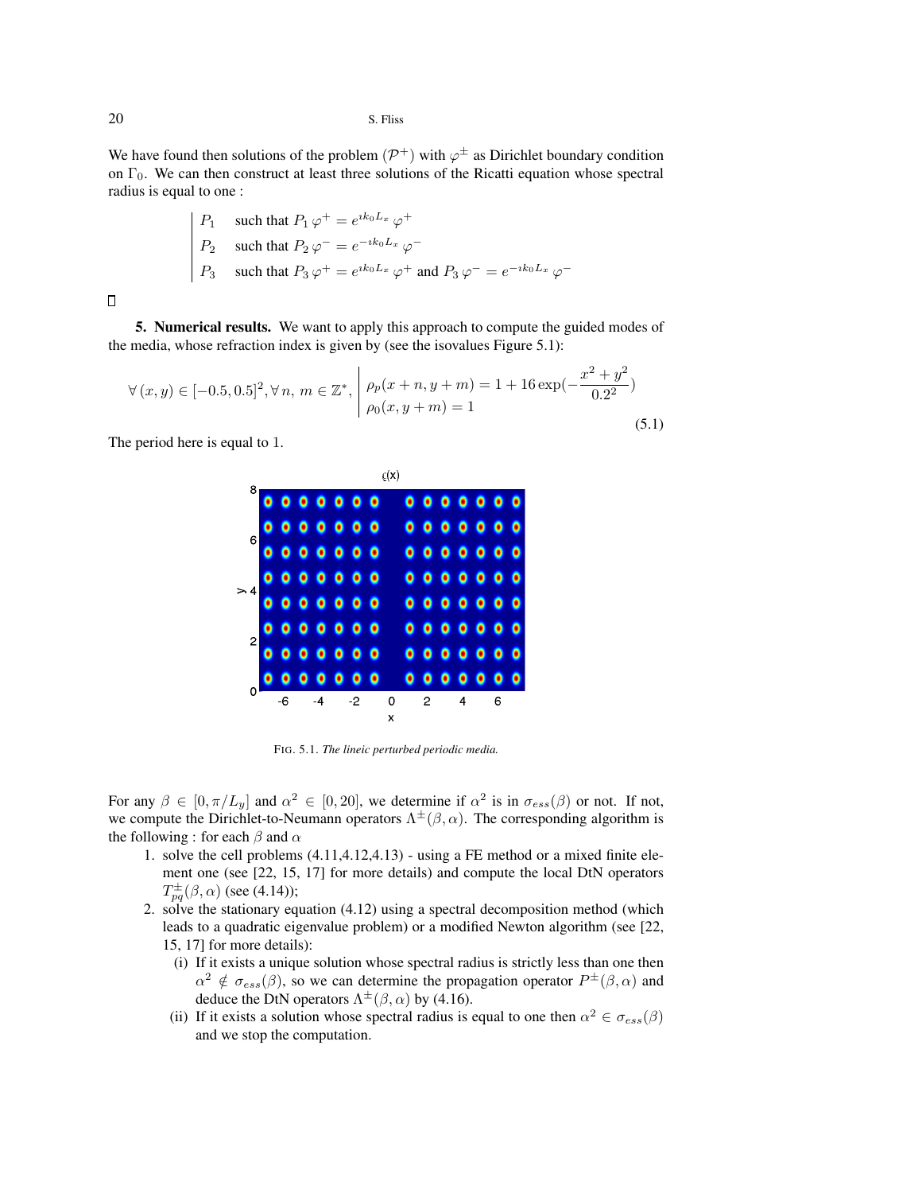We have found then solutions of the problem $(\mathcal{P}^+)$ with $\varphi^\pm$ as Dirichlet boundary condition on $\Gamma_0$. We can then construct at least three solutions of the Ricatti equation whose spectral radius is equal to one :

$$
\left|
\begin{array}{ll}
P_1 & \text{such that } P_1\,\varphi^+ = e^{\imath k_0 L_x}\,\varphi^+ \\
P_2 & \text{such that } P_2\,\varphi^- = e^{-\imath k_0 L_x}\,\varphi^- \\
P_3 & \text{such that } P_3\,\varphi^+ = e^{\imath k_0 L_x}\,\varphi^+ \text{ and } P_3\,\varphi^- = e^{-\imath k_0 L_x}\,\varphi^-
\end{array}
\right.
$$

□

**5. Numerical results.** We want to apply this approach to compute the guided modes of the media, whose refraction index is given by (see the isovalues Figure 5.1):

$$
\forall\,(x,y) \in [-0.5, 0.5]^2, \forall\, n,\ m \in \mathbb{Z}^*,\ \left|
\begin{array}{l}
\rho_p(x+n, y+m) = 1 + 16\exp(-\dfrac{x^2+y^2}{0.2^2}) \\
\rho_0(x, y+m) = 1
\end{array}
\right. \tag{5.1}
$$

The period here is equal to 1.

FIG. 5.1. *The lineic perturbed periodic media.*

For any $\beta \in [0, \pi/L_y]$ and $\alpha^2 \in [0, 20]$, we determine if $\alpha^2$ is in $\sigma_{ess}(\beta)$ or not. If not, we compute the Dirichlet-to-Neumann operators $\Lambda^\pm(\beta, \alpha)$. The corresponding algorithm is the following : for each $\beta$ and $\alpha$

1. solve the cell problems (4.11,4.12,4.13) - using a FE method or a mixed finite element one (see [22, 15, 17] for more details) and compute the local DtN operators $T^\pm_{pq}(\beta, \alpha)$ (see (4.14));
2. solve the stationary equation (4.12) using a spectral decomposition method (which leads to a quadratic eigenvalue problem) or a modified Newton algorithm (see [22, 15, 17] for more details):
   (i) If it exists a unique solution whose spectral radius is strictly less than one then $\alpha^2 \notin \sigma_{ess}(\beta)$, so we can determine the propagation operator $P^\pm(\beta, \alpha)$ and deduce the DtN operators $\Lambda^\pm(\beta, \alpha)$ by (4.16).
   (ii) If it exists a solution whose spectral radius is equal to one then $\alpha^2 \in \sigma_{ess}(\beta)$ and we stop the computation.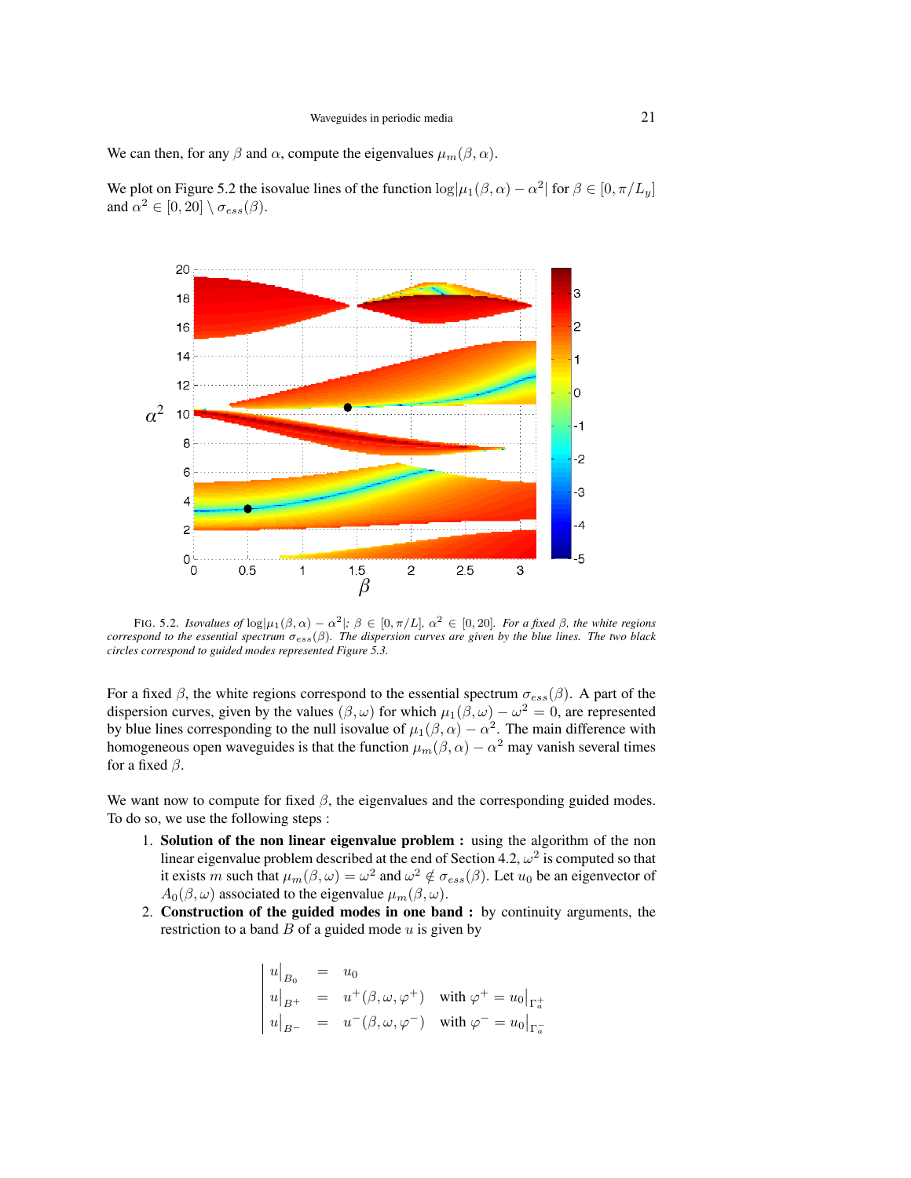We can then, for any $\beta$ and $\alpha$, compute the eigenvalues $\mu_m(\beta, \alpha)$.

We plot on Figure 5.2 the isovalue lines of the function $\log|\mu_1(\beta, \alpha) - \alpha^2|$ for $\beta \in [0, \pi/L_y]$ and $\alpha^2 \in [0, 20] \setminus \sigma_{ess}(\beta)$.

FIG. 5.2. *Isovalues of* $\log|\mu_1(\beta, \alpha) - \alpha^2|$; $\beta \in [0, \pi/L]$, $\alpha^2 \in [0, 20]$. *For a fixed* $\beta$, *the white regions correspond to the essential spectrum* $\sigma_{ess}(\beta)$. *The dispersion curves are given by the blue lines. The two black circles correspond to guided modes represented Figure 5.3.*

For a fixed $\beta$, the white regions correspond to the essential spectrum $\sigma_{ess}(\beta)$. A part of the dispersion curves, given by the values $(\beta, \omega)$ for which $\mu_1(\beta, \omega) - \omega^2 = 0$, are represented by blue lines corresponding to the null isovalue of $\mu_1(\beta, \alpha) - \alpha^2$. The main difference with homogeneous open waveguides is that the function $\mu_m(\beta, \alpha) - \alpha^2$ may vanish several times for a fixed $\beta$.

We want now to compute for fixed $\beta$, the eigenvalues and the corresponding guided modes. To do so, we use the following steps :

1. **Solution of the non linear eigenvalue problem :** using the algorithm of the non linear eigenvalue problem described at the end of Section 4.2, $\omega^2$ is computed so that it exists $m$ such that $\mu_m(\beta, \omega) = \omega^2$ and $\omega^2 \notin \sigma_{ess}(\beta)$. Let $u_0$ be an eigenvector of $A_0(\beta, \omega)$ associated to the eigenvalue $\mu_m(\beta, \omega)$.
2. **Construction of the guided modes in one band :** by continuity arguments, the restriction to a band $B$ of a guided mode $u$ is given by

$$
\left|
\begin{array}{lcl}
u\big|_{B_0} & = & u_0 \\
u\big|_{B^+} & = & u^+(\beta, \omega, \varphi^+) \quad \text{with } \varphi^+ = u_0\big|_{\Gamma_a^+} \\
u\big|_{B^-} & = & u^-(\beta, \omega, \varphi^-) \quad \text{with } \varphi^- = u_0\big|_{\Gamma_a^-}
\end{array}
\right.
$$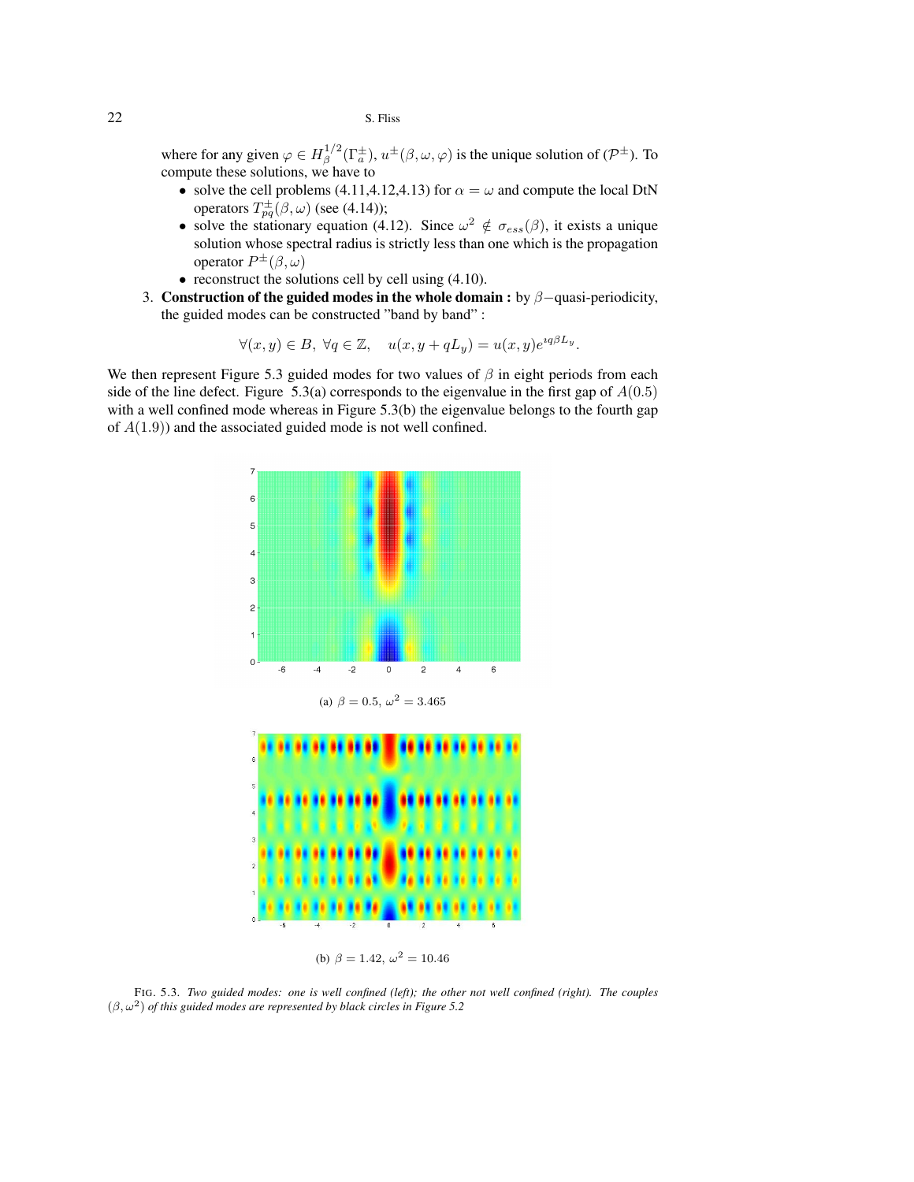where for any given $\varphi \in H^{1/2}_\beta(\Gamma^\pm_a)$, $u^\pm(\beta, \omega, \varphi)$ is the unique solution of $(\mathcal{P}^\pm)$. To compute these solutions, we have to

- solve the cell problems (4.11,4.12,4.13) for $\alpha = \omega$ and compute the local DtN operators $T^\pm_{pq}(\beta, \omega)$ (see (4.14));
- solve the stationary equation (4.12). Since $\omega^2 \notin \sigma_{ess}(\beta)$, it exists a unique solution whose spectral radius is strictly less than one which is the propagation operator $P^\pm(\beta, \omega)$
- reconstruct the solutions cell by cell using (4.10).

3. **Construction of the guided modes in the whole domain :** by $\beta-$quasi-periodicity, the guided modes can be constructed "band by band" :

$$\forall (x, y) \in B,\ \forall q \in \mathbb{Z}, \quad u(x, y + qL_y) = u(x, y)e^{\imath q \beta L_y}.$$

We then represent Figure 5.3 guided modes for two values of $\beta$ in eight periods from each side of the line defect. Figure 5.3(a) corresponds to the eigenvalue in the first gap of $A(0.5)$ with a well confined mode whereas in Figure 5.3(b) the eigenvalue belongs to the fourth gap of $A(1.9)$) and the associated guided mode is not well confined.

(a) $\beta = 0.5$, $\omega^2 = 3.465$

(b) $\beta = 1.42$, $\omega^2 = 10.46$

FIG. 5.3. *Two guided modes: one is well confined (left); the other not well confined (right). The couples $(\beta, \omega^2)$ of this guided modes are represented by black circles in Figure 5.2*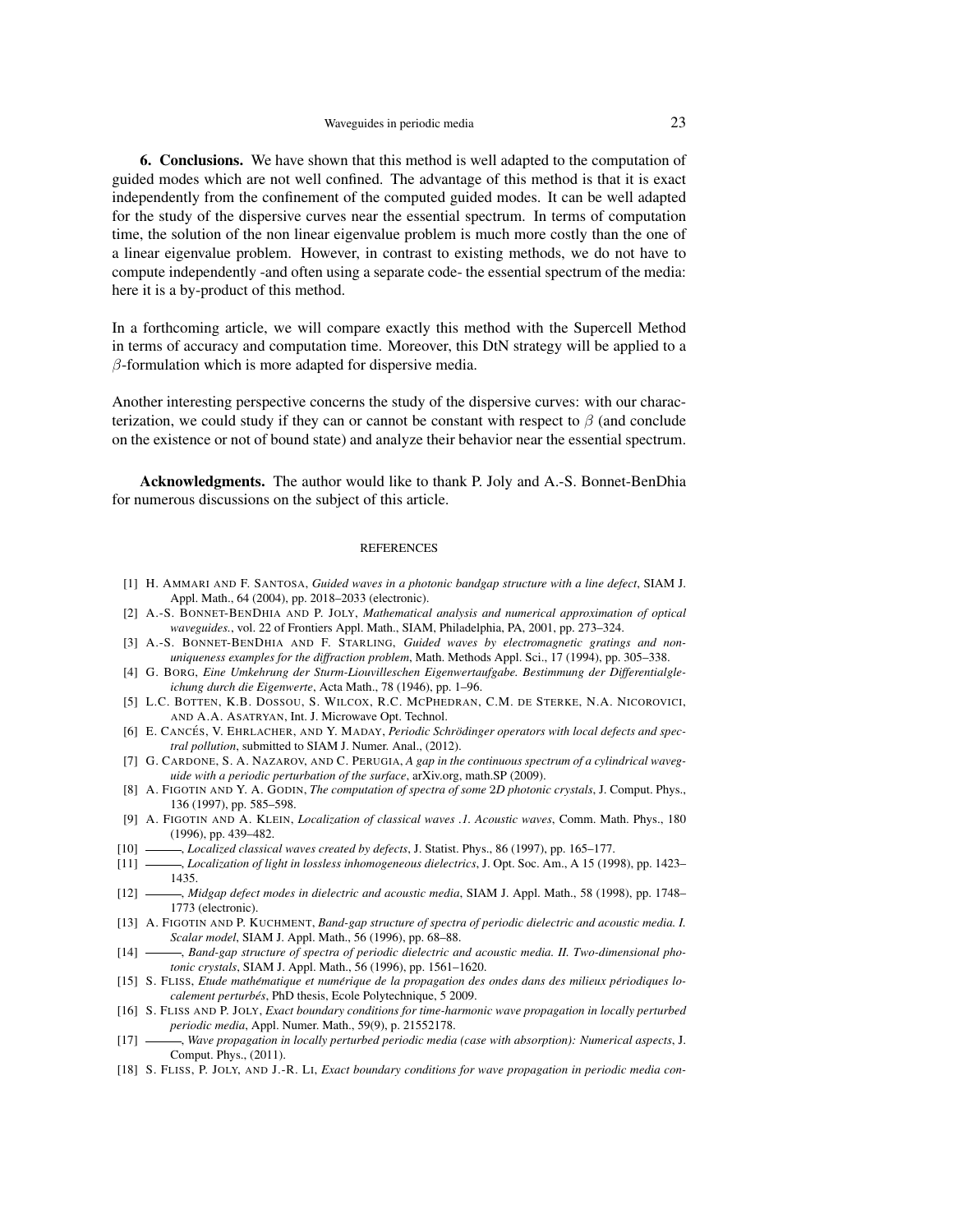**6. Conclusions.** We have shown that this method is well adapted to the computation of guided modes which are not well confined. The advantage of this method is that it is exact independently from the confinement of the computed guided modes. It can be well adapted for the study of the dispersive curves near the essential spectrum. In terms of computation time, the solution of the non linear eigenvalue problem is much more costly than the one of a linear eigenvalue problem. However, in contrast to existing methods, we do not have to compute independently -and often using a separate code- the essential spectrum of the media: here it is a by-product of this method.

In a forthcoming article, we will compare exactly this method with the Supercell Method in terms of accuracy and computation time. Moreover, this DtN strategy will be applied to a $\beta$-formulation which is more adapted for dispersive media.

Another interesting perspective concerns the study of the dispersive curves: with our characterization, we could study if they can or cannot be constant with respect to $\beta$ (and conclude on the existence or not of bound state) and analyze their behavior near the essential spectrum.

**Acknowledgments.** The author would like to thank P. Joly and A.-S. Bonnet-BenDhia for numerous discussions on the subject of this article.

## REFERENCES

[1] H. Ammari and F. Santosa, *Guided waves in a photonic bandgap structure with a line defect*, SIAM J. Appl. Math., 64 (2004), pp. 2018–2033 (electronic).

[2] A.-S. Bonnet-BenDhia and P. Joly, *Mathematical analysis and numerical approximation of optical waveguides.*, vol. 22 of Frontiers Appl. Math., SIAM, Philadelphia, PA, 2001, pp. 273–324.

[3] A.-S. Bonnet-BenDhia and F. Starling, *Guided waves by electromagnetic gratings and non-uniqueness examples for the diffraction problem*, Math. Methods Appl. Sci., 17 (1994), pp. 305–338.

[4] G. Borg, *Eine Umkehrung der Sturm-Liouvilleschen Eigenwertaufgabe. Bestimmung der Differentialgleichung durch die Eigenwerte*, Acta Math., 78 (1946), pp. 1–96.

[5] L.C. Botten, K.B. Dossou, S. Wilcox, R.C. McPhedran, C.M. de Sterke, N.A. Nicorovici, and A.A. Asatryan, Int. J. Microwave Opt. Technol.

[6] E. Cancés, V. Ehrlacher, and Y. Maday, *Periodic Schrödinger operators with local defects and spectral pollution*, submitted to SIAM J. Numer. Anal., (2012).

[7] G. Cardone, S. A. Nazarov, and C. Perugia, *A gap in the continuous spectrum of a cylindrical waveguide with a periodic perturbation of the surface*, arXiv.org, math.SP (2009).

[8] A. Figotin and Y. A. Godin, *The computation of spectra of some 2D photonic crystals*, J. Comput. Phys., 136 (1997), pp. 585–598.

[9] A. Figotin and A. Klein, *Localization of classical waves .1. Acoustic waves*, Comm. Math. Phys., 180 (1996), pp. 439–482.

[10] ———, *Localized classical waves created by defects*, J. Statist. Phys., 86 (1997), pp. 165–177.

[11] ———, *Localization of light in lossless inhomogeneous dielectrics*, J. Opt. Soc. Am., A 15 (1998), pp. 1423–1435.

[12] ———, *Midgap defect modes in dielectric and acoustic media*, SIAM J. Appl. Math., 58 (1998), pp. 1748–1773 (electronic).

[13] A. Figotin and P. Kuchment, *Band-gap structure of spectra of periodic dielectric and acoustic media. I. Scalar model*, SIAM J. Appl. Math., 56 (1996), pp. 68–88.

[14] ———, *Band-gap structure of spectra of periodic dielectric and acoustic media. II. Two-dimensional photonic crystals*, SIAM J. Appl. Math., 56 (1996), pp. 1561–1620.

[15] S. Fliss, *Etude mathématique et numérique de la propagation des ondes dans des milieux périodiques localement perturbés*, PhD thesis, Ecole Polytechnique, 5 2009.

[16] S. Fliss and P. Joly, *Exact boundary conditions for time-harmonic wave propagation in locally perturbed periodic media*, Appl. Numer. Math., 59(9), p. 21552178.

[17] ———, *Wave propagation in locally perturbed periodic media (case with absorption): Numerical aspects*, J. Comput. Phys., (2011).

[18] S. Fliss, P. Joly, and J.-R. Li, *Exact boundary conditions for wave propagation in periodic media con-*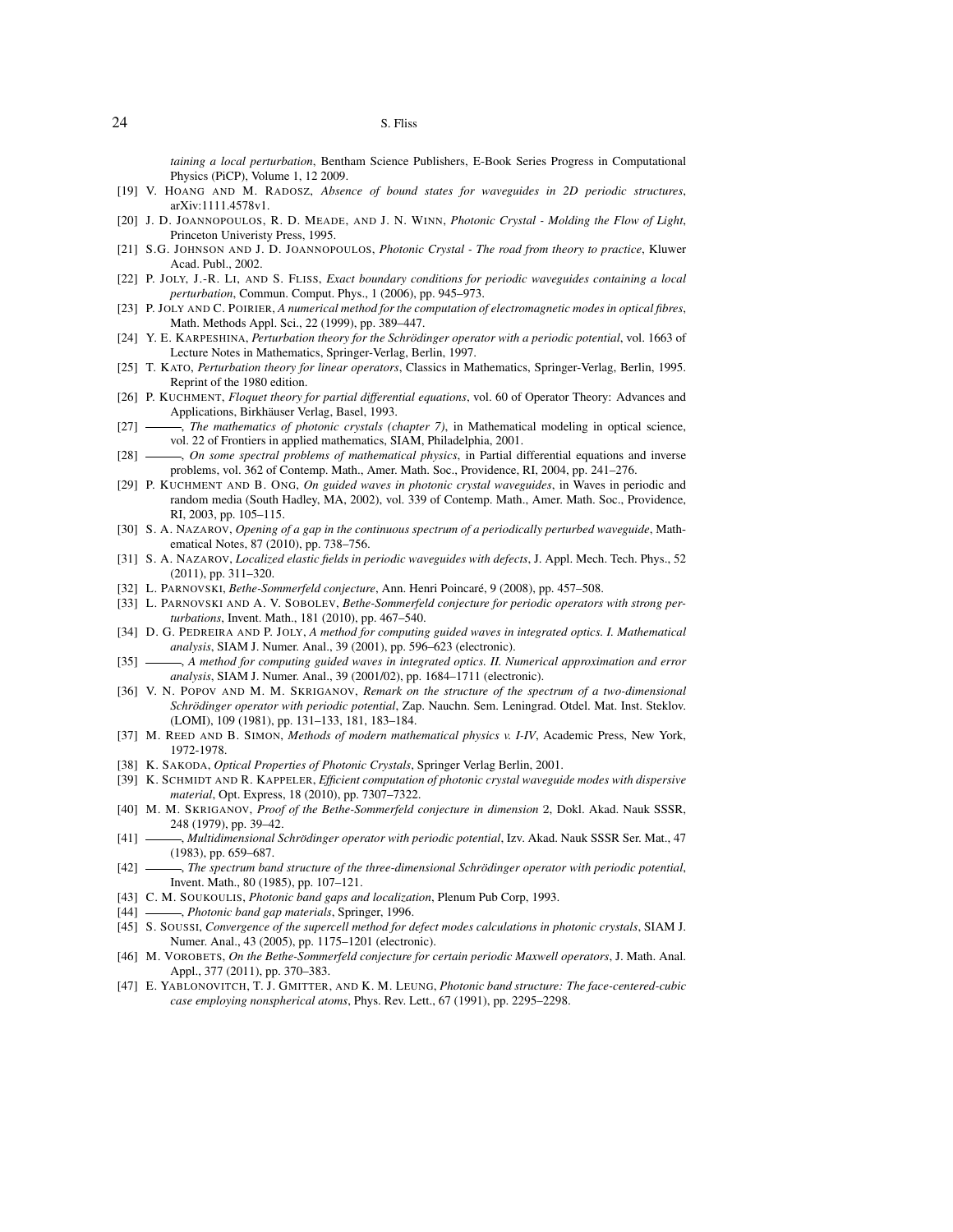*taining a local perturbation*, Bentham Science Publishers, E-Book Series Progress in Computational Physics (PiCP), Volume 1, 12 2009.

[19] V. Hoang and M. Radosz, *Absence of bound states for waveguides in 2D periodic structures*, arXiv:1111.4578v1.

[20] J. D. Joannopoulos, R. D. Meade, and J. N. Winn, *Photonic Crystal - Molding the Flow of Light*, Princeton Univeristy Press, 1995.

[21] S.G. Johnson and J. D. Joannopoulos, *Photonic Crystal - The road from theory to practice*, Kluwer Acad. Publ., 2002.

[22] P. Joly, J.-R. Li, and S. Fliss, *Exact boundary conditions for periodic waveguides containing a local perturbation*, Commun. Comput. Phys., 1 (2006), pp. 945–973.

[23] P. Joly and C. Poirier, *A numerical method for the computation of electromagnetic modes in optical fibres*, Math. Methods Appl. Sci., 22 (1999), pp. 389–447.

[24] Y. E. Karpeshina, *Perturbation theory for the Schrödinger operator with a periodic potential*, vol. 1663 of Lecture Notes in Mathematics, Springer-Verlag, Berlin, 1997.

[25] T. Kato, *Perturbation theory for linear operators*, Classics in Mathematics, Springer-Verlag, Berlin, 1995. Reprint of the 1980 edition.

[26] P. Kuchment, *Floquet theory for partial differential equations*, vol. 60 of Operator Theory: Advances and Applications, Birkhäuser Verlag, Basel, 1993.

[27] ———, *The mathematics of photonic crystals (chapter 7)*, in Mathematical modeling in optical science, vol. 22 of Frontiers in applied mathematics, SIAM, Philadelphia, 2001.

[28] ———, *On some spectral problems of mathematical physics*, in Partial differential equations and inverse problems, vol. 362 of Contemp. Math., Amer. Math. Soc., Providence, RI, 2004, pp. 241–276.

[29] P. Kuchment and B. Ong, *On guided waves in photonic crystal waveguides*, in Waves in periodic and random media (South Hadley, MA, 2002), vol. 339 of Contemp. Math., Amer. Math. Soc., Providence, RI, 2003, pp. 105–115.

[30] S. A. Nazarov, *Opening of a gap in the continuous spectrum of a periodically perturbed waveguide*, Mathematical Notes, 87 (2010), pp. 738–756.

[31] S. A. Nazarov, *Localized elastic fields in periodic waveguides with defects*, J. Appl. Mech. Tech. Phys., 52 (2011), pp. 311–320.

[32] L. Parnovski, *Bethe-Sommerfeld conjecture*, Ann. Henri Poincaré, 9 (2008), pp. 457–508.

[33] L. Parnovski and A. V. Sobolev, *Bethe-Sommerfeld conjecture for periodic operators with strong perturbations*, Invent. Math., 181 (2010), pp. 467–540.

[34] D. G. Pedreira and P. Joly, *A method for computing guided waves in integrated optics. I. Mathematical analysis*, SIAM J. Numer. Anal., 39 (2001), pp. 596–623 (electronic).

[35] ———, *A method for computing guided waves in integrated optics. II. Numerical approximation and error analysis*, SIAM J. Numer. Anal., 39 (2001/02), pp. 1684–1711 (electronic).

[36] V. N. Popov and M. M. Skriganov, *Remark on the structure of the spectrum of a two-dimensional Schrödinger operator with periodic potential*, Zap. Nauchn. Sem. Leningrad. Otdel. Mat. Inst. Steklov. (LOMI), 109 (1981), pp. 131–133, 181, 183–184.

[37] M. Reed and B. Simon, *Methods of modern mathematical physics v. I-IV*, Academic Press, New York, 1972-1978.

[38] K. Sakoda, *Optical Properties of Photonic Crystals*, Springer Verlag Berlin, 2001.

[39] K. Schmidt and R. Kappeler, *Efficient computation of photonic crystal waveguide modes with dispersive material*, Opt. Express, 18 (2010), pp. 7307–7322.

[40] M. M. Skriganov, *Proof of the Bethe-Sommerfeld conjecture in dimension 2*, Dokl. Akad. Nauk SSSR, 248 (1979), pp. 39–42.

[41] ———, *Multidimensional Schrödinger operator with periodic potential*, Izv. Akad. Nauk SSSR Ser. Mat., 47 (1983), pp. 659–687.

[42] ———, *The spectrum band structure of the three-dimensional Schrödinger operator with periodic potential*, Invent. Math., 80 (1985), pp. 107–121.

[43] C. M. Soukoulis, *Photonic band gaps and localization*, Plenum Pub Corp, 1993.

[44] ———, *Photonic band gap materials*, Springer, 1996.

[45] S. Soussi, *Convergence of the supercell method for defect modes calculations in photonic crystals*, SIAM J. Numer. Anal., 43 (2005), pp. 1175–1201 (electronic).

[46] M. Vorobets, *On the Bethe-Sommerfeld conjecture for certain periodic Maxwell operators*, J. Math. Anal. Appl., 377 (2011), pp. 370–383.

[47] E. Yablonovitch, T. J. Gmitter, and K. M. Leung, *Photonic band structure: The face-centered-cubic case employing nonspherical atoms*, Phys. Rev. Lett., 67 (1991), pp. 2295–2298.